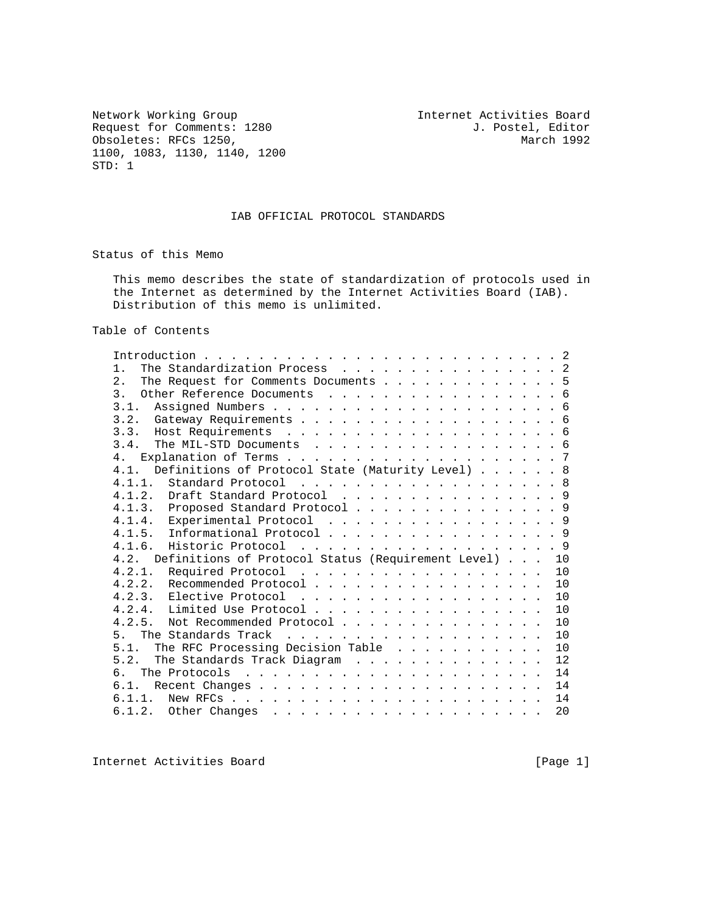Network Working Group                                    Internet Activities Board
Request for Comments: 1280                                        J. Postel, Editor
Obsoletes: RFCs 1250,                                                   March 1992
1100, 1083, 1130, 1140, 1200
STD: 1

# IAB OFFICIAL PROTOCOL STANDARDS

## Status of this Memo

This memo describes the state of standardization of protocols used in the Internet as determined by the Internet Activities Board (IAB). Distribution of this memo is unlimited.

## Table of Contents

| Section | Page |
| --- | --- |
| Introduction | 2 |
| 1. The Standardization Process | 2 |
| 2. The Request for Comments Documents | 5 |
| 3. Other Reference Documents | 6 |
| 3.1. Assigned Numbers | 6 |
| 3.2. Gateway Requirements | 6 |
| 3.3. Host Requirements | 6 |
| 3.4. The MIL-STD Documents | 6 |
| 4. Explanation of Terms | 7 |
| 4.1. Definitions of Protocol State (Maturity Level) | 8 |
| 4.1.1. Standard Protocol | 8 |
| 4.1.2. Draft Standard Protocol | 9 |
| 4.1.3. Proposed Standard Protocol | 9 |
| 4.1.4. Experimental Protocol | 9 |
| 4.1.5. Informational Protocol | 9 |
| 4.1.6. Historic Protocol | 9 |
| 4.2. Definitions of Protocol Status (Requirement Level) | 10 |
| 4.2.1. Required Protocol | 10 |
| 4.2.2. Recommended Protocol | 10 |
| 4.2.3. Elective Protocol | 10 |
| 4.2.4. Limited Use Protocol | 10 |
| 4.2.5. Not Recommended Protocol | 10 |
| 5. The Standards Track | 10 |
| 5.1. The RFC Processing Decision Table | 10 |
| 5.2. The Standards Track Diagram | 12 |
| 6. The Protocols | 14 |
| 6.1. Recent Changes | 14 |
| 6.1.1. New RFCs | 14 |
| 6.1.2. Other Changes | 20 |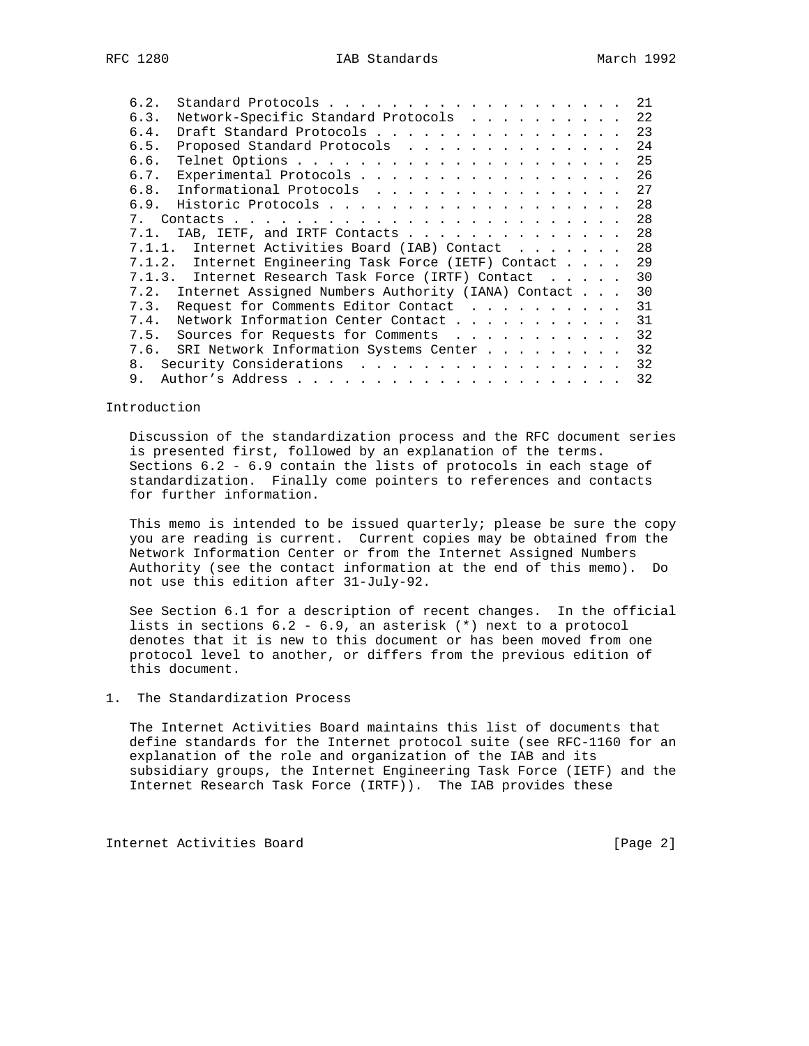6.2. Standard Protocols . . . . . . . . . . . . . . . . . . . . 21
6.3. Network-Specific Standard Protocols . . . . . . . . . . . 22
6.4. Draft Standard Protocols . . . . . . . . . . . . . . . . 23
6.5. Proposed Standard Protocols . . . . . . . . . . . . . . 24
6.6. Telnet Options . . . . . . . . . . . . . . . . . . . . . 25
6.7. Experimental Protocols . . . . . . . . . . . . . . . . . 26
6.8. Informational Protocols . . . . . . . . . . . . . . . . 27
6.9. Historic Protocols . . . . . . . . . . . . . . . . . . . 28
7. Contacts . . . . . . . . . . . . . . . . . . . . . . . . . 28
7.1. IAB, IETF, and IRTF Contacts . . . . . . . . . . . . . . 28
7.1.1. Internet Activities Board (IAB) Contact . . . . . . . 28
7.1.2. Internet Engineering Task Force (IETF) Contact . . . . 29
7.1.3. Internet Research Task Force (IRTF) Contact . . . . . 30
7.2. Internet Assigned Numbers Authority (IANA) Contact . . . 30
7.3. Request for Comments Editor Contact . . . . . . . . . . 31
7.4. Network Information Center Contact . . . . . . . . . . . 31
7.5. Sources for Requests for Comments . . . . . . . . . . . 32
7.6. SRI Network Information Systems Center . . . . . . . . . 32
8. Security Considerations . . . . . . . . . . . . . . . . . . 32
9. Author's Address . . . . . . . . . . . . . . . . . . . . . 32

## Introduction

Discussion of the standardization process and the RFC document series is presented first, followed by an explanation of the terms. Sections 6.2 - 6.9 contain the lists of protocols in each stage of standardization. Finally come pointers to references and contacts for further information.

This memo is intended to be issued quarterly; please be sure the copy you are reading is current. Current copies may be obtained from the Network Information Center or from the Internet Assigned Numbers Authority (see the contact information at the end of this memo). Do not use this edition after 31-July-92.

See Section 6.1 for a description of recent changes. In the official lists in sections 6.2 - 6.9, an asterisk (*) next to a protocol denotes that it is new to this document or has been moved from one protocol level to another, or differs from the previous edition of this document.

## 1. The Standardization Process

The Internet Activities Board maintains this list of documents that define standards for the Internet protocol suite (see RFC-1160 for an explanation of the role and organization of the IAB and its subsidiary groups, the Internet Engineering Task Force (IETF) and the Internet Research Task Force (IRTF)). The IAB provides these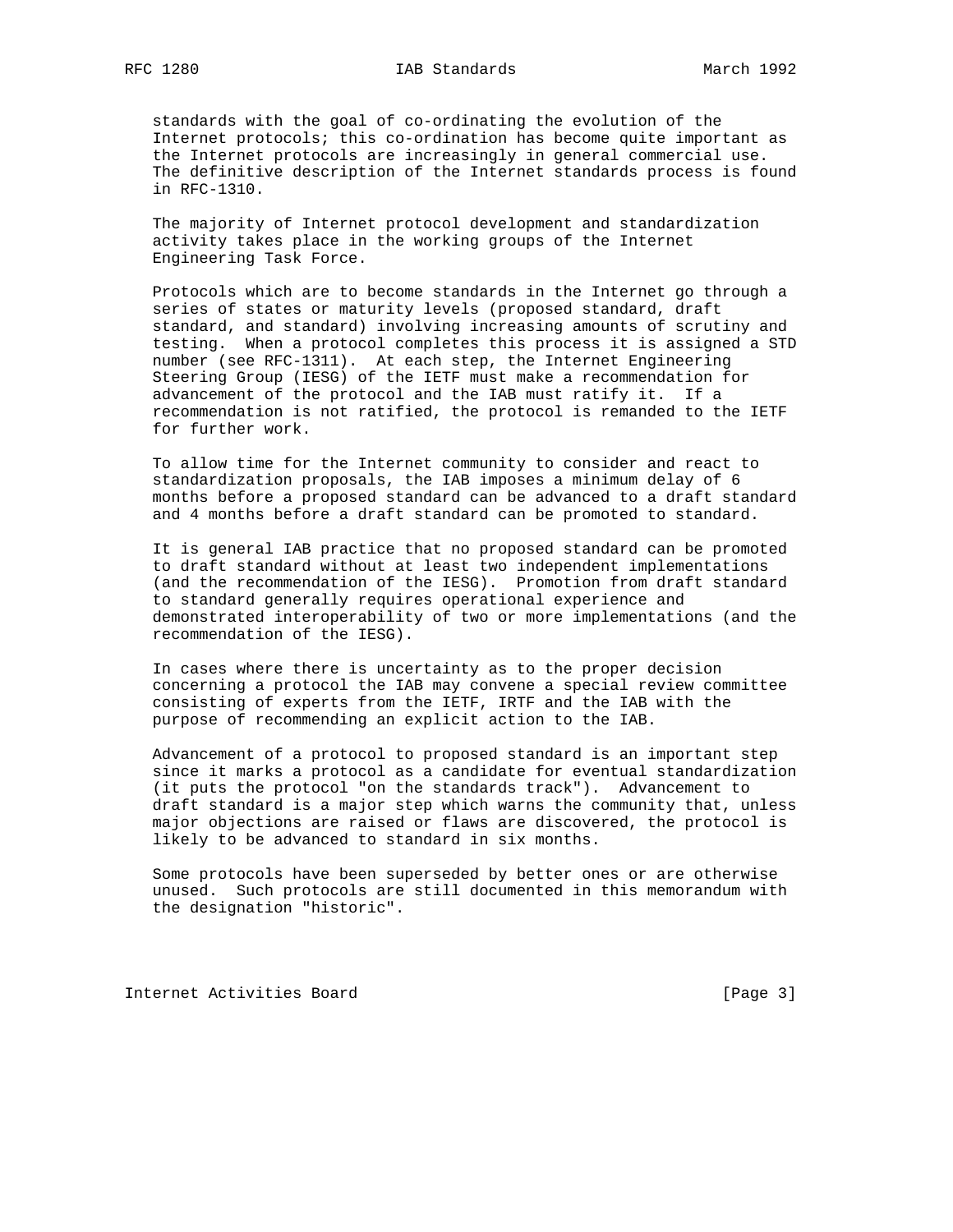standards with the goal of co-ordinating the evolution of the Internet protocols; this co-ordination has become quite important as the Internet protocols are increasingly in general commercial use. The definitive description of the Internet standards process is found in RFC-1310.

The majority of Internet protocol development and standardization activity takes place in the working groups of the Internet Engineering Task Force.

Protocols which are to become standards in the Internet go through a series of states or maturity levels (proposed standard, draft standard, and standard) involving increasing amounts of scrutiny and testing. When a protocol completes this process it is assigned a STD number (see RFC-1311). At each step, the Internet Engineering Steering Group (IESG) of the IETF must make a recommendation for advancement of the protocol and the IAB must ratify it. If a recommendation is not ratified, the protocol is remanded to the IETF for further work.

To allow time for the Internet community to consider and react to standardization proposals, the IAB imposes a minimum delay of 6 months before a proposed standard can be advanced to a draft standard and 4 months before a draft standard can be promoted to standard.

It is general IAB practice that no proposed standard can be promoted to draft standard without at least two independent implementations (and the recommendation of the IESG). Promotion from draft standard to standard generally requires operational experience and demonstrated interoperability of two or more implementations (and the recommendation of the IESG).

In cases where there is uncertainty as to the proper decision concerning a protocol the IAB may convene a special review committee consisting of experts from the IETF, IRTF and the IAB with the purpose of recommending an explicit action to the IAB.

Advancement of a protocol to proposed standard is an important step since it marks a protocol as a candidate for eventual standardization (it puts the protocol "on the standards track"). Advancement to draft standard is a major step which warns the community that, unless major objections are raised or flaws are discovered, the protocol is likely to be advanced to standard in six months.

Some protocols have been superseded by better ones or are otherwise unused. Such protocols are still documented in this memorandum with the designation "historic".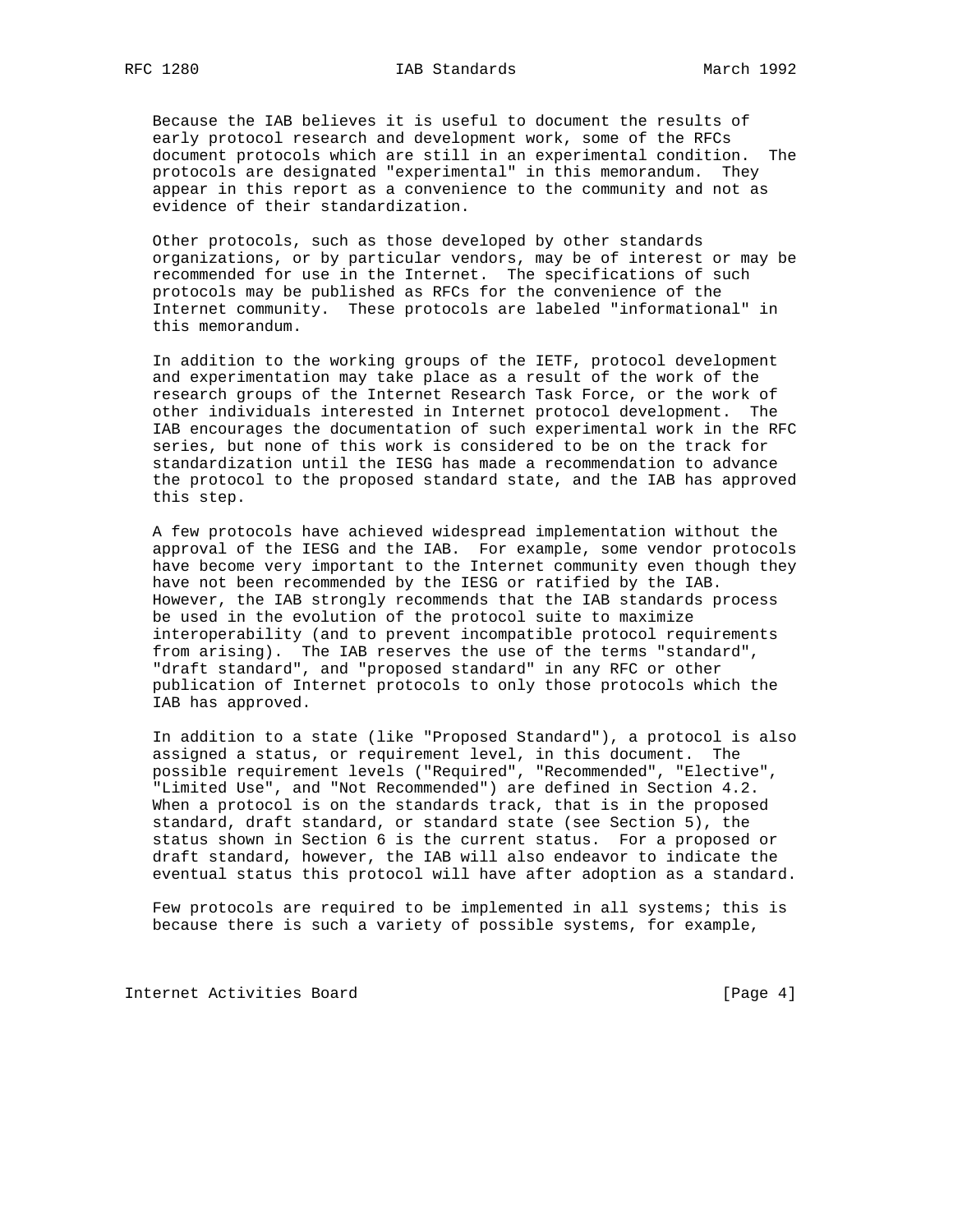Because the IAB believes it is useful to document the results of early protocol research and development work, some of the RFCs document protocols which are still in an experimental condition. The protocols are designated "experimental" in this memorandum. They appear in this report as a convenience to the community and not as evidence of their standardization.

Other protocols, such as those developed by other standards organizations, or by particular vendors, may be of interest or may be recommended for use in the Internet. The specifications of such protocols may be published as RFCs for the convenience of the Internet community. These protocols are labeled "informational" in this memorandum.

In addition to the working groups of the IETF, protocol development and experimentation may take place as a result of the work of the research groups of the Internet Research Task Force, or the work of other individuals interested in Internet protocol development. The IAB encourages the documentation of such experimental work in the RFC series, but none of this work is considered to be on the track for standardization until the IESG has made a recommendation to advance the protocol to the proposed standard state, and the IAB has approved this step.

A few protocols have achieved widespread implementation without the approval of the IESG and the IAB. For example, some vendor protocols have become very important to the Internet community even though they have not been recommended by the IESG or ratified by the IAB. However, the IAB strongly recommends that the IAB standards process be used in the evolution of the protocol suite to maximize interoperability (and to prevent incompatible protocol requirements from arising). The IAB reserves the use of the terms "standard", "draft standard", and "proposed standard" in any RFC or other publication of Internet protocols to only those protocols which the IAB has approved.

In addition to a state (like "Proposed Standard"), a protocol is also assigned a status, or requirement level, in this document. The possible requirement levels ("Required", "Recommended", "Elective", "Limited Use", and "Not Recommended") are defined in Section 4.2. When a protocol is on the standards track, that is in the proposed standard, draft standard, or standard state (see Section 5), the status shown in Section 6 is the current status. For a proposed or draft standard, however, the IAB will also endeavor to indicate the eventual status this protocol will have after adoption as a standard.

Few protocols are required to be implemented in all systems; this is because there is such a variety of possible systems, for example,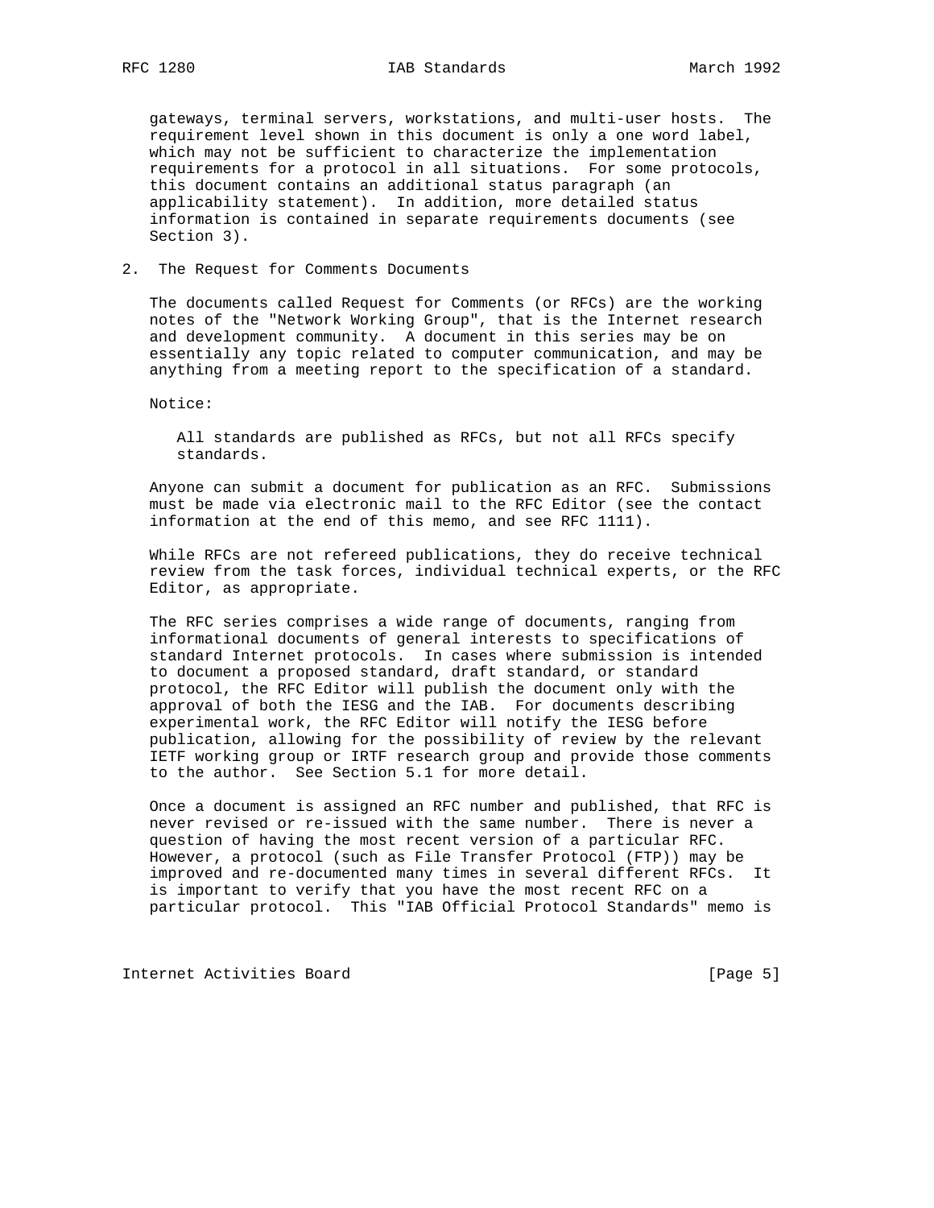gateways, terminal servers, workstations, and multi-user hosts. The requirement level shown in this document is only a one word label, which may not be sufficient to characterize the implementation requirements for a protocol in all situations. For some protocols, this document contains an additional status paragraph (an applicability statement). In addition, more detailed status information is contained in separate requirements documents (see Section 3).

## 2. The Request for Comments Documents

The documents called Request for Comments (or RFCs) are the working notes of the "Network Working Group", that is the Internet research and development community. A document in this series may be on essentially any topic related to computer communication, and may be anything from a meeting report to the specification of a standard.

Notice:

> All standards are published as RFCs, but not all RFCs specify standards.

Anyone can submit a document for publication as an RFC. Submissions must be made via electronic mail to the RFC Editor (see the contact information at the end of this memo, and see RFC 1111).

While RFCs are not refereed publications, they do receive technical review from the task forces, individual technical experts, or the RFC Editor, as appropriate.

The RFC series comprises a wide range of documents, ranging from informational documents of general interests to specifications of standard Internet protocols. In cases where submission is intended to document a proposed standard, draft standard, or standard protocol, the RFC Editor will publish the document only with the approval of both the IESG and the IAB. For documents describing experimental work, the RFC Editor will notify the IESG before publication, allowing for the possibility of review by the relevant IETF working group or IRTF research group and provide those comments to the author. See Section 5.1 for more detail.

Once a document is assigned an RFC number and published, that RFC is never revised or re-issued with the same number. There is never a question of having the most recent version of a particular RFC. However, a protocol (such as File Transfer Protocol (FTP)) may be improved and re-documented many times in several different RFCs. It is important to verify that you have the most recent RFC on a particular protocol. This "IAB Official Protocol Standards" memo is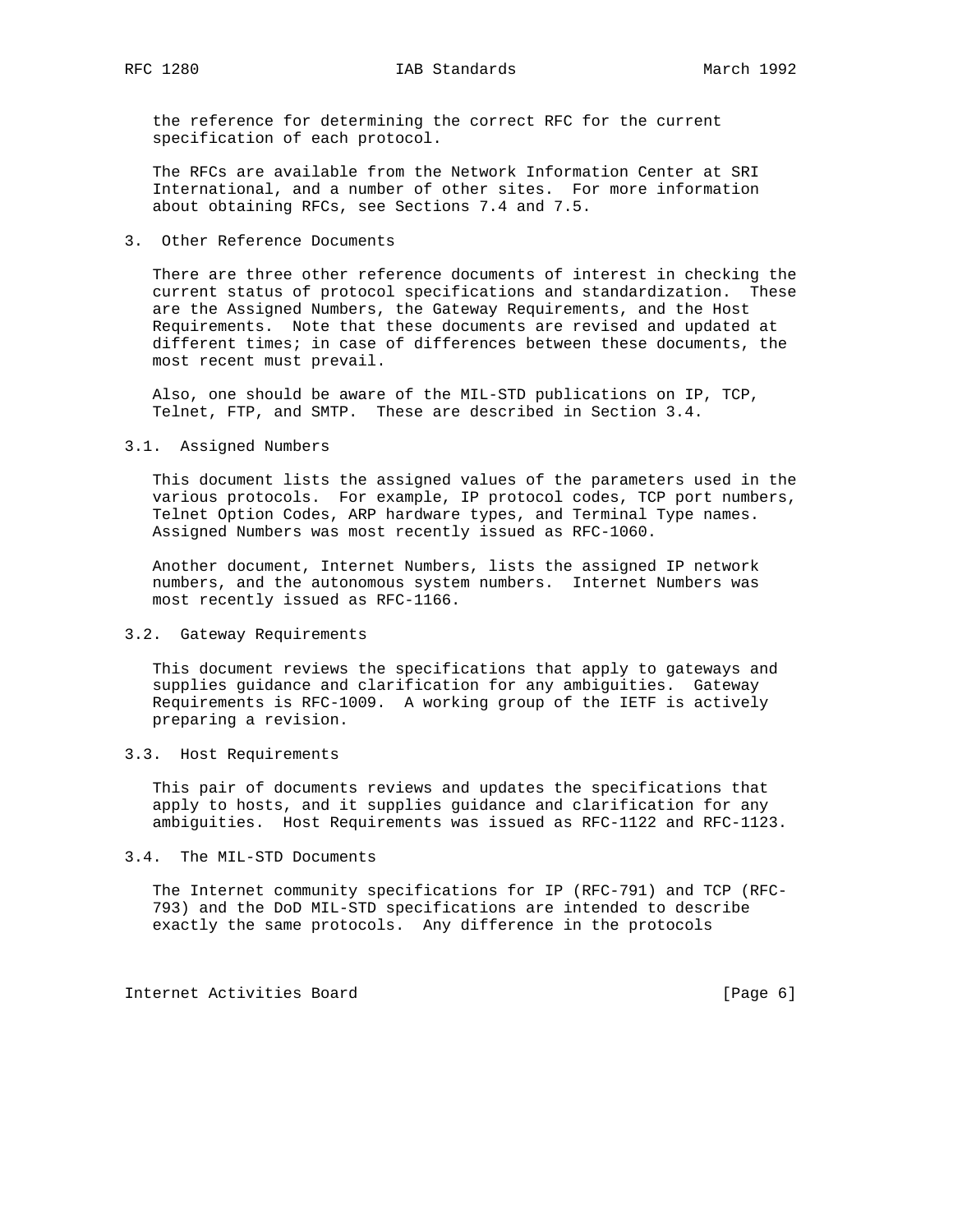the reference for determining the correct RFC for the current specification of each protocol.

The RFCs are available from the Network Information Center at SRI International, and a number of other sites. For more information about obtaining RFCs, see Sections 7.4 and 7.5.

## 3. Other Reference Documents

There are three other reference documents of interest in checking the current status of protocol specifications and standardization. These are the Assigned Numbers, the Gateway Requirements, and the Host Requirements. Note that these documents are revised and updated at different times; in case of differences between these documents, the most recent must prevail.

Also, one should be aware of the MIL-STD publications on IP, TCP, Telnet, FTP, and SMTP. These are described in Section 3.4.

### 3.1. Assigned Numbers

This document lists the assigned values of the parameters used in the various protocols. For example, IP protocol codes, TCP port numbers, Telnet Option Codes, ARP hardware types, and Terminal Type names. Assigned Numbers was most recently issued as RFC-1060.

Another document, Internet Numbers, lists the assigned IP network numbers, and the autonomous system numbers. Internet Numbers was most recently issued as RFC-1166.

### 3.2. Gateway Requirements

This document reviews the specifications that apply to gateways and supplies guidance and clarification for any ambiguities. Gateway Requirements is RFC-1009. A working group of the IETF is actively preparing a revision.

### 3.3. Host Requirements

This pair of documents reviews and updates the specifications that apply to hosts, and it supplies guidance and clarification for any ambiguities. Host Requirements was issued as RFC-1122 and RFC-1123.

### 3.4. The MIL-STD Documents

The Internet community specifications for IP (RFC-791) and TCP (RFC-793) and the DoD MIL-STD specifications are intended to describe exactly the same protocols. Any difference in the protocols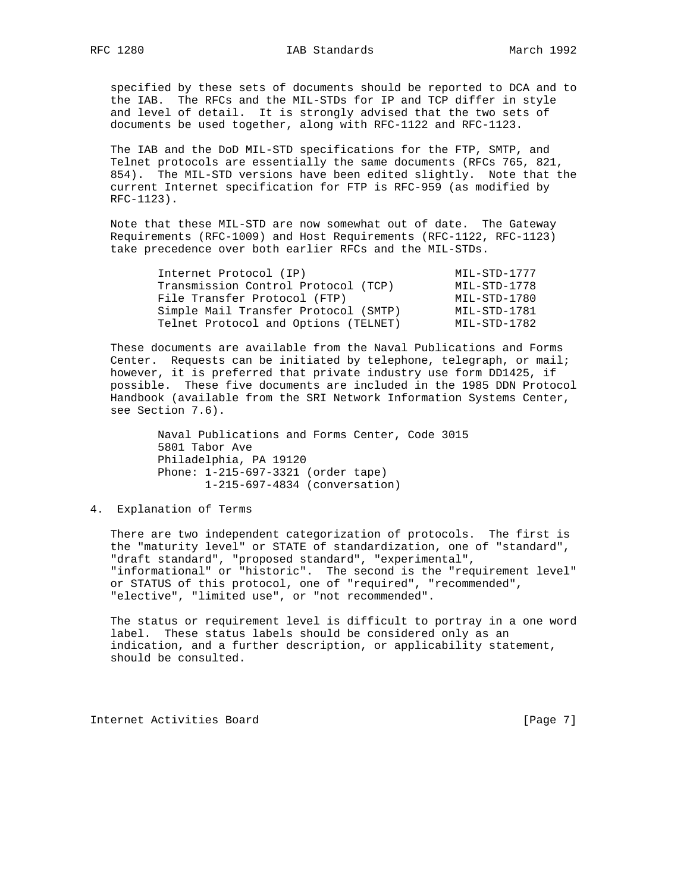specified by these sets of documents should be reported to DCA and to the IAB. The RFCs and the MIL-STDs for IP and TCP differ in style and level of detail. It is strongly advised that the two sets of documents be used together, along with RFC-1122 and RFC-1123.

The IAB and the DoD MIL-STD specifications for the FTP, SMTP, and Telnet protocols are essentially the same documents (RFCs 765, 821, 854). The MIL-STD versions have been edited slightly. Note that the current Internet specification for FTP is RFC-959 (as modified by RFC-1123).

Note that these MIL-STD are now somewhat out of date. The Gateway Requirements (RFC-1009) and Host Requirements (RFC-1122, RFC-1123) take precedence over both earlier RFCs and the MIL-STDs.

| Protocol | MIL-STD |
|---|---|
| Internet Protocol (IP) | MIL-STD-1777 |
| Transmission Control Protocol (TCP) | MIL-STD-1778 |
| File Transfer Protocol (FTP) | MIL-STD-1780 |
| Simple Mail Transfer Protocol (SMTP) | MIL-STD-1781 |
| Telnet Protocol and Options (TELNET) | MIL-STD-1782 |

These documents are available from the Naval Publications and Forms Center. Requests can be initiated by telephone, telegraph, or mail; however, it is preferred that private industry use form DD1425, if possible. These five documents are included in the 1985 DDN Protocol Handbook (available from the SRI Network Information Systems Center, see Section 7.6).

```
Naval Publications and Forms Center, Code 3015
5801 Tabor Ave
Philadelphia, PA 19120
Phone: 1-215-697-3321 (order tape)
       1-215-697-4834 (conversation)
```

## 4. Explanation of Terms

There are two independent categorization of protocols. The first is the "maturity level" or STATE of standardization, one of "standard", "draft standard", "proposed standard", "experimental", "informational" or "historic". The second is the "requirement level" or STATUS of this protocol, one of "required", "recommended", "elective", "limited use", or "not recommended".

The status or requirement level is difficult to portray in a one word label. These status labels should be considered only as an indication, and a further description, or applicability statement, should be consulted.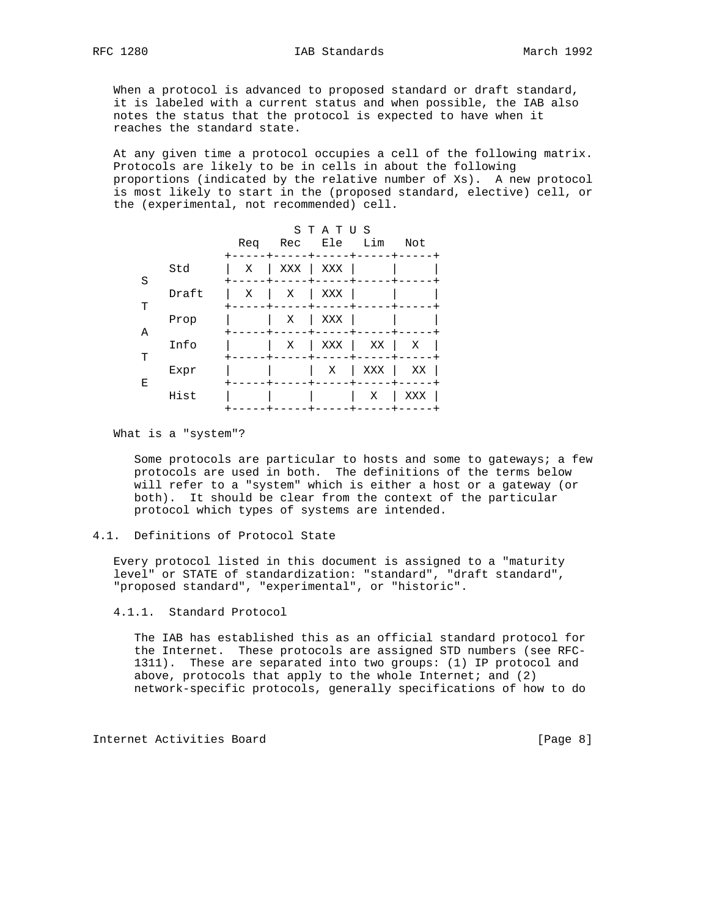When a protocol is advanced to proposed standard or draft standard, it is labeled with a current status and when possible, the IAB also notes the status that the protocol is expected to have when it reaches the standard state.

At any given time a protocol occupies a cell of the following matrix. Protocols are likely to be in cells in about the following proportions (indicated by the relative number of Xs). A new protocol is most likely to start in the (proposed standard, elective) cell, or the (experimental, not recommended) cell.

| STATE \ STATUS | Req | Rec | Ele | Lim | Not |
|---|---|---|---|---|---|
| Std | X | XXX | XXX | | |
| Draft | X | X | XXX | | |
| Prop | | X | XXX | | |
| Info | | X | XXX | XX | X |
| Expr | | | X | XXX | XX |
| Hist | | | | X | XXX |

What is a "system"?

Some protocols are particular to hosts and some to gateways; a few protocols are used in both. The definitions of the terms below will refer to a "system" which is either a host or a gateway (or both). It should be clear from the context of the particular protocol which types of systems are intended.

## 4.1. Definitions of Protocol State

Every protocol listed in this document is assigned to a "maturity level" or STATE of standardization: "standard", "draft standard", "proposed standard", "experimental", or "historic".

### 4.1.1. Standard Protocol

The IAB has established this as an official standard protocol for the Internet. These protocols are assigned STD numbers (see RFC-1311). These are separated into two groups: (1) IP protocol and above, protocols that apply to the whole Internet; and (2) network-specific protocols, generally specifications of how to do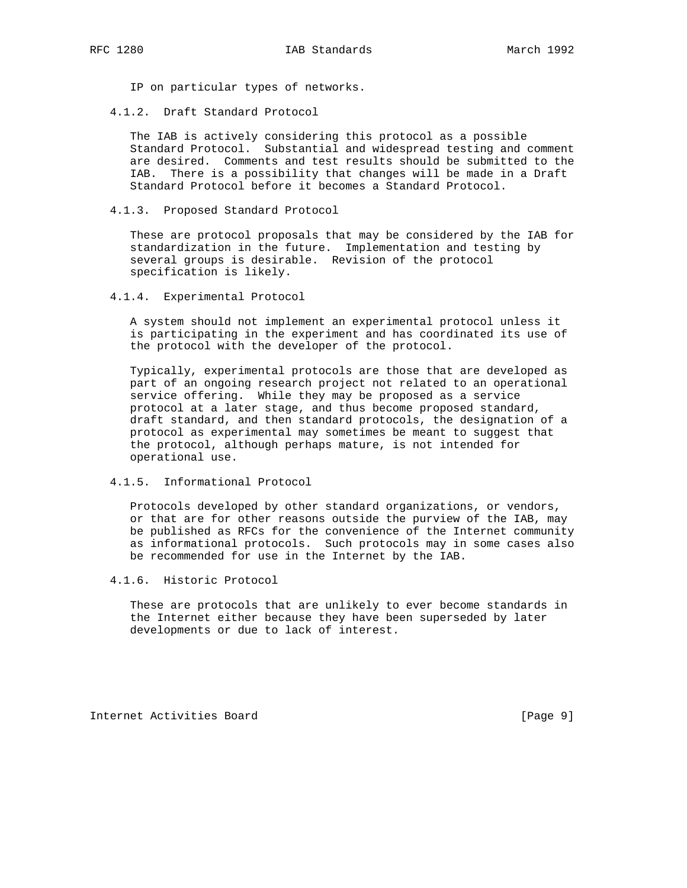IP on particular types of networks.

#### 4.1.2. Draft Standard Protocol

The IAB is actively considering this protocol as a possible Standard Protocol. Substantial and widespread testing and comment are desired. Comments and test results should be submitted to the IAB. There is a possibility that changes will be made in a Draft Standard Protocol before it becomes a Standard Protocol.

#### 4.1.3. Proposed Standard Protocol

These are protocol proposals that may be considered by the IAB for standardization in the future. Implementation and testing by several groups is desirable. Revision of the protocol specification is likely.

#### 4.1.4. Experimental Protocol

A system should not implement an experimental protocol unless it is participating in the experiment and has coordinated its use of the protocol with the developer of the protocol.

Typically, experimental protocols are those that are developed as part of an ongoing research project not related to an operational service offering. While they may be proposed as a service protocol at a later stage, and thus become proposed standard, draft standard, and then standard protocols, the designation of a protocol as experimental may sometimes be meant to suggest that the protocol, although perhaps mature, is not intended for operational use.

#### 4.1.5. Informational Protocol

Protocols developed by other standard organizations, or vendors, or that are for other reasons outside the purview of the IAB, may be published as RFCs for the convenience of the Internet community as informational protocols. Such protocols may in some cases also be recommended for use in the Internet by the IAB.

#### 4.1.6. Historic Protocol

These are protocols that are unlikely to ever become standards in the Internet either because they have been superseded by later developments or due to lack of interest.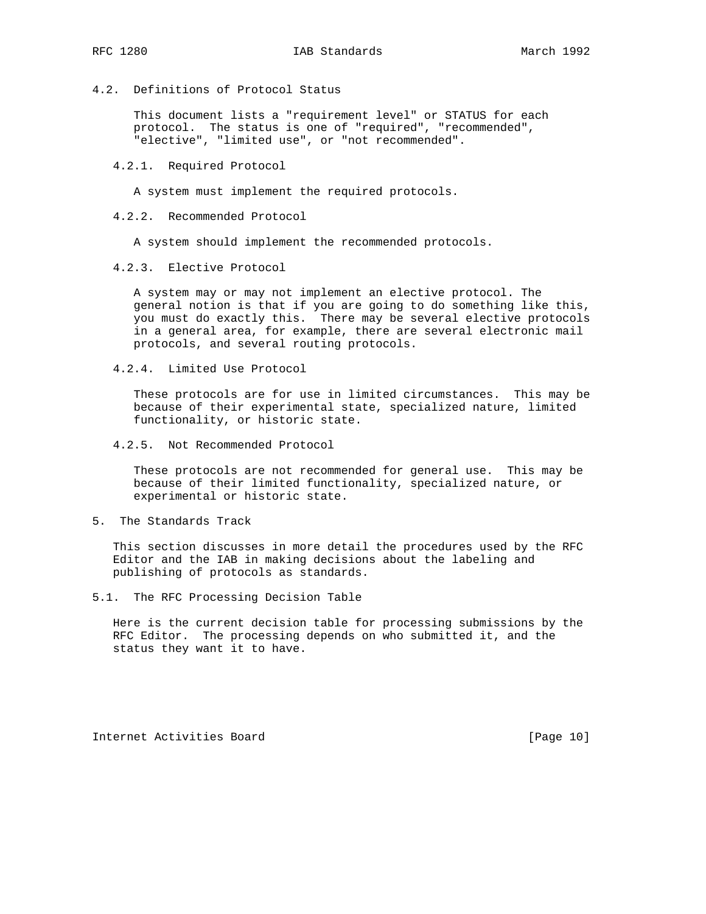## 4.2. Definitions of Protocol Status

This document lists a "requirement level" or STATUS for each protocol. The status is one of "required", "recommended", "elective", "limited use", or "not recommended".

### 4.2.1. Required Protocol

A system must implement the required protocols.

### 4.2.2. Recommended Protocol

A system should implement the recommended protocols.

### 4.2.3. Elective Protocol

A system may or may not implement an elective protocol. The general notion is that if you are going to do something like this, you must do exactly this. There may be several elective protocols in a general area, for example, there are several electronic mail protocols, and several routing protocols.

### 4.2.4. Limited Use Protocol

These protocols are for use in limited circumstances. This may be because of their experimental state, specialized nature, limited functionality, or historic state.

### 4.2.5. Not Recommended Protocol

These protocols are not recommended for general use. This may be because of their limited functionality, specialized nature, or experimental or historic state.

# 5. The Standards Track

This section discusses in more detail the procedures used by the RFC Editor and the IAB in making decisions about the labeling and publishing of protocols as standards.

## 5.1. The RFC Processing Decision Table

Here is the current decision table for processing submissions by the RFC Editor. The processing depends on who submitted it, and the status they want it to have.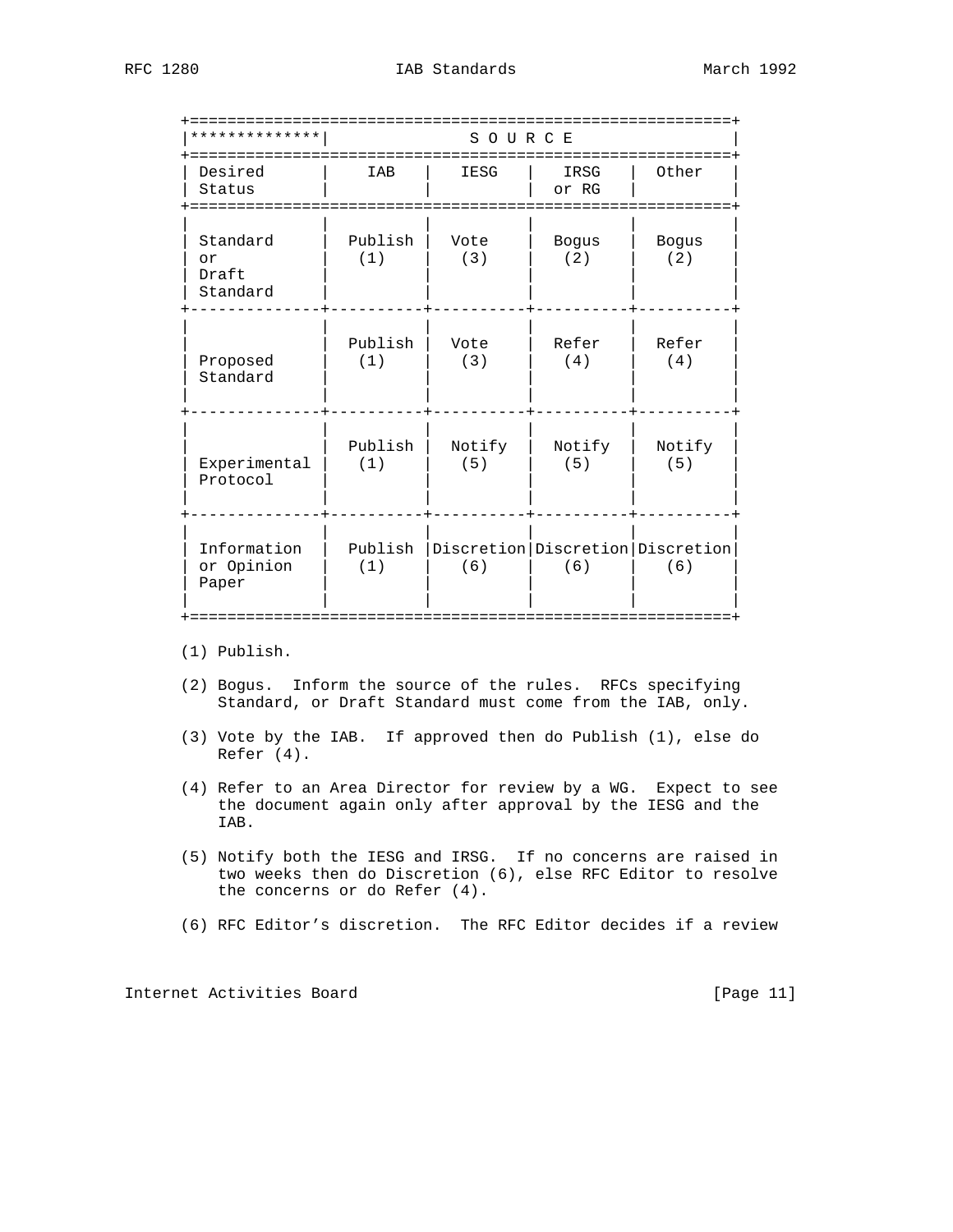| ************** | S O U R C E | | | |
|---|---|---|---|---|
| Desired Status | IAB | IESG | IRSG or RG | Other |
| Standard or Draft Standard | Publish (1) | Vote (3) | Bogus (2) | Bogus (2) |
| Proposed Standard | Publish (1) | Vote (3) | Refer (4) | Refer (4) |
| Experimental Protocol | Publish (1) | Notify (5) | Notify (5) | Notify (5) |
| Information or Opinion Paper | Publish (1) | Discretion (6) | Discretion (6) | Discretion (6) |

(1) Publish.

(2) Bogus. Inform the source of the rules. RFCs specifying Standard, or Draft Standard must come from the IAB, only.

(3) Vote by the IAB. If approved then do Publish (1), else do Refer (4).

(4) Refer to an Area Director for review by a WG. Expect to see the document again only after approval by the IESG and the IAB.

(5) Notify both the IESG and IRSG. If no concerns are raised in two weeks then do Discretion (6), else RFC Editor to resolve the concerns or do Refer (4).

(6) RFC Editor's discretion. The RFC Editor decides if a review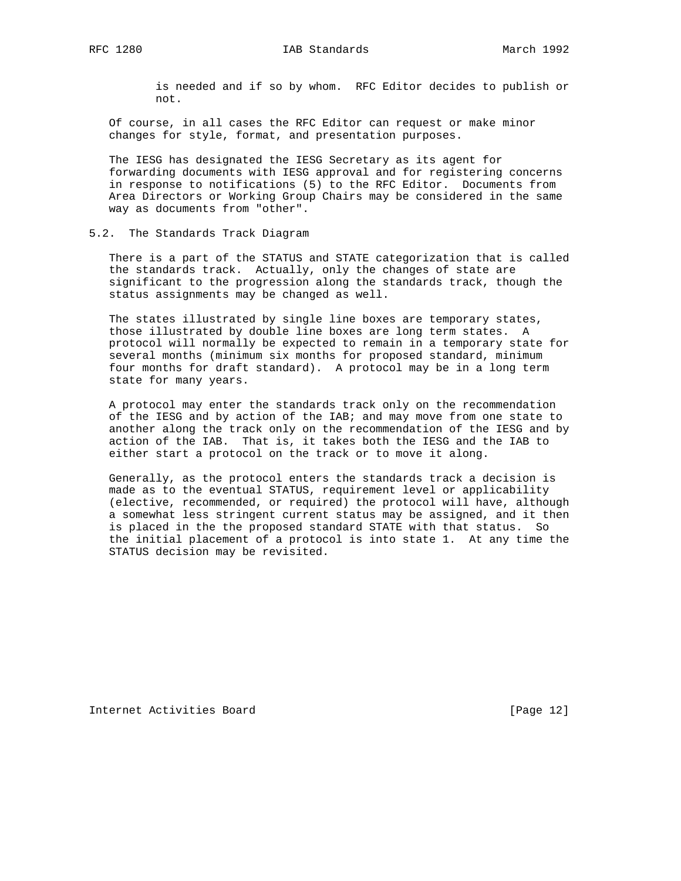is needed and if so by whom. RFC Editor decides to publish or not.

Of course, in all cases the RFC Editor can request or make minor changes for style, format, and presentation purposes.

The IESG has designated the IESG Secretary as its agent for forwarding documents with IESG approval and for registering concerns in response to notifications (5) to the RFC Editor. Documents from Area Directors or Working Group Chairs may be considered in the same way as documents from "other".

## 5.2. The Standards Track Diagram

There is a part of the STATUS and STATE categorization that is called the standards track. Actually, only the changes of state are significant to the progression along the standards track, though the status assignments may be changed as well.

The states illustrated by single line boxes are temporary states, those illustrated by double line boxes are long term states. A protocol will normally be expected to remain in a temporary state for several months (minimum six months for proposed standard, minimum four months for draft standard). A protocol may be in a long term state for many years.

A protocol may enter the standards track only on the recommendation of the IESG and by action of the IAB; and may move from one state to another along the track only on the recommendation of the IESG and by action of the IAB. That is, it takes both the IESG and the IAB to either start a protocol on the track or to move it along.

Generally, as the protocol enters the standards track a decision is made as to the eventual STATUS, requirement level or applicability (elective, recommended, or required) the protocol will have, although a somewhat less stringent current status may be assigned, and it then is placed in the the proposed standard STATE with that status. So the initial placement of a protocol is into state 1. At any time the STATUS decision may be revisited.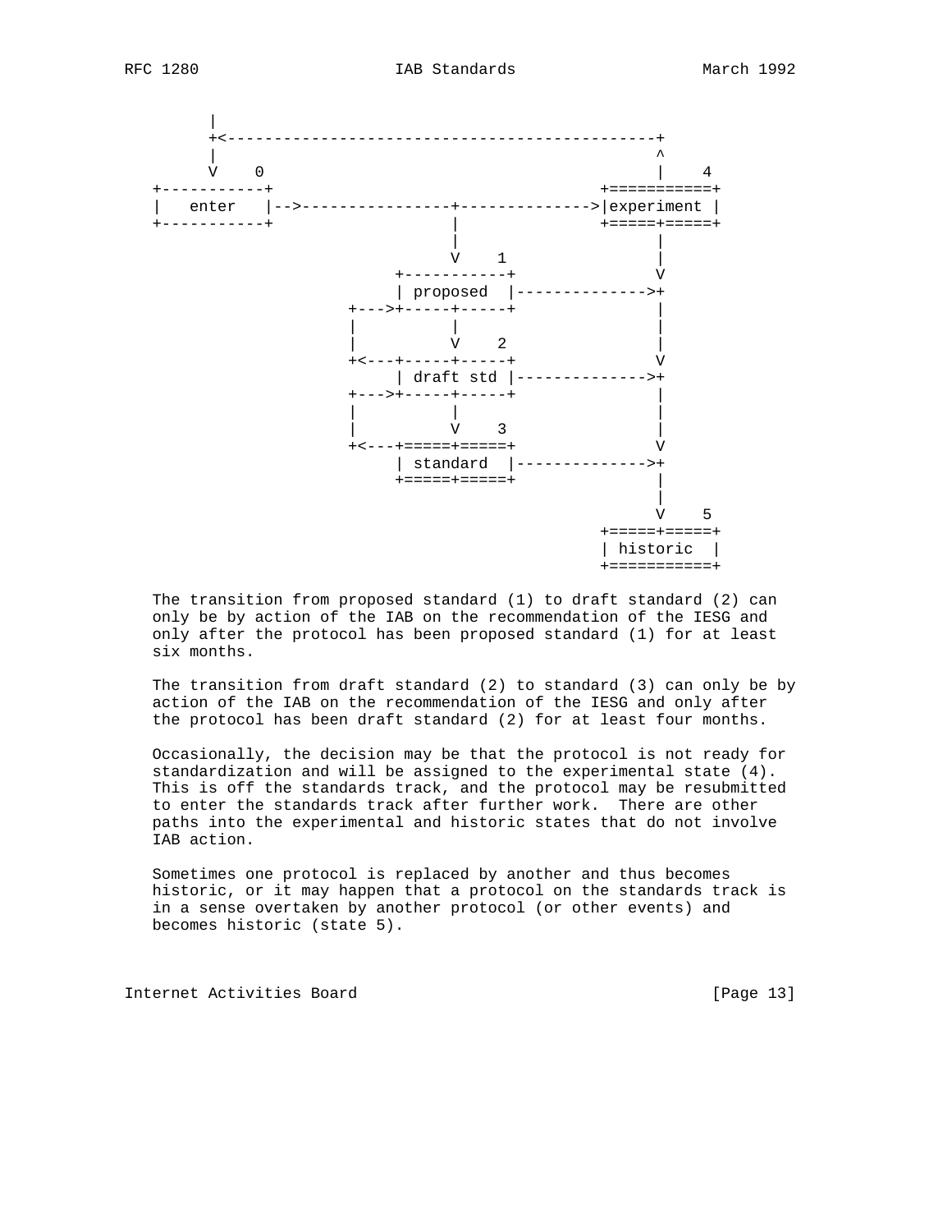```
       |
       +<----------------------------------------------+
       |                                               ^
       V    0                                          |    4
  +-----------+                                  +===========+
  |   enter   |-->----------------+-------------->|experiment |
  +-----------+                   |              +=====+=====+
                                  |                    |
                                  V    1               |
                            +-----------+              V
                            | proposed  |-------------->+
                       +--->+-----+-----+              |
                       |          |                    |
                       |          V    2               |
                       +<---+-----+-----+              V
                            | draft std |-------------->+
                       +--->+-----+-----+              |
                       |          |                    |
                       |          V    3               |
                       +<---+=====+=====+              V
                            | standard  |-------------->+
                            +=====+=====+              |
                                                       |
                                                       V    5
                                                 +=====+=====+
                                                 | historic  |
                                                 +===========+
```

The transition from proposed standard (1) to draft standard (2) can only be by action of the IAB on the recommendation of the IESG and only after the protocol has been proposed standard (1) for at least six months.

The transition from draft standard (2) to standard (3) can only be by action of the IAB on the recommendation of the IESG and only after the protocol has been draft standard (2) for at least four months.

Occasionally, the decision may be that the protocol is not ready for standardization and will be assigned to the experimental state (4). This is off the standards track, and the protocol may be resubmitted to enter the standards track after further work. There are other paths into the experimental and historic states that do not involve IAB action.

Sometimes one protocol is replaced by another and thus becomes historic, or it may happen that a protocol on the standards track is in a sense overtaken by another protocol (or other events) and becomes historic (state 5).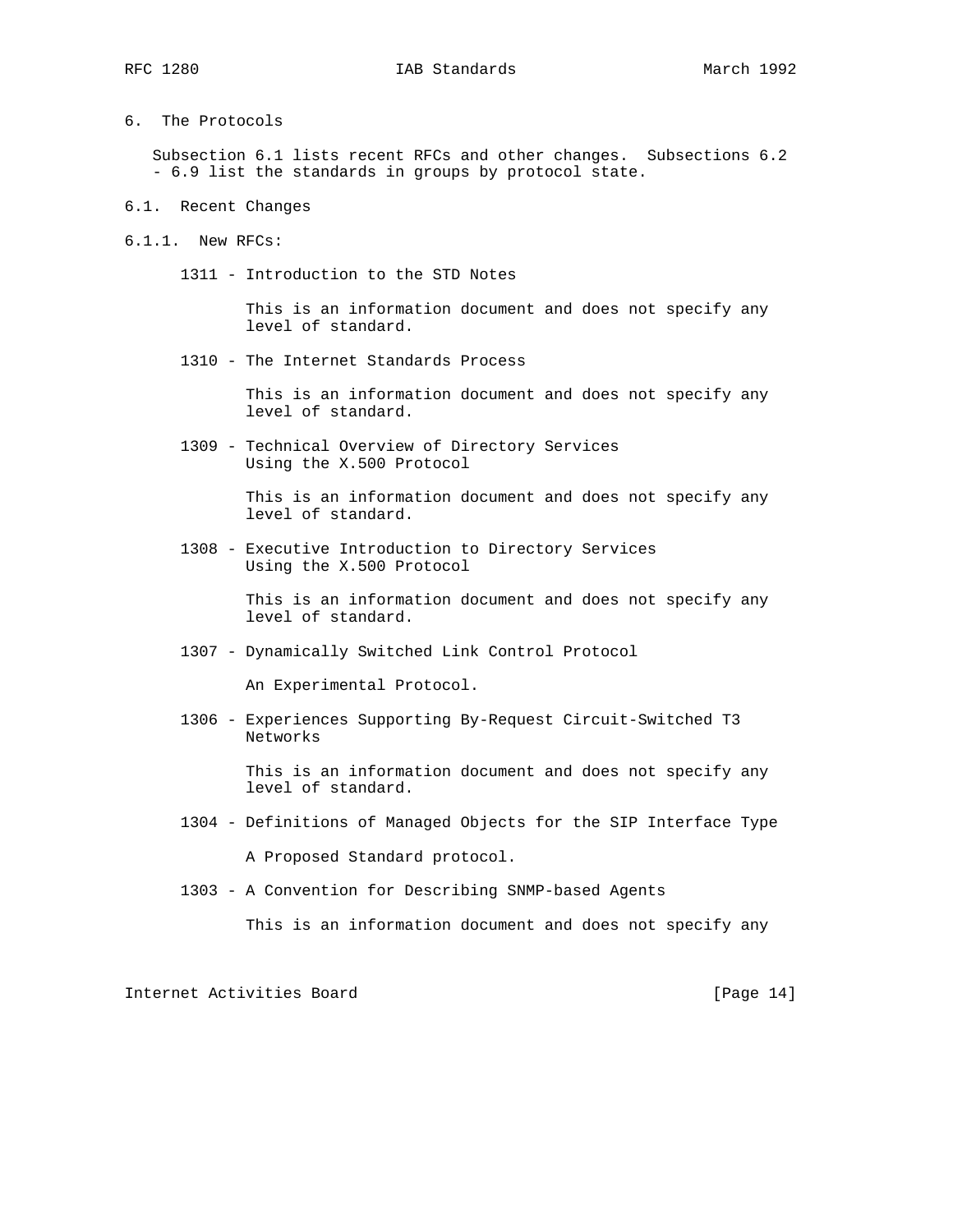## 6. The Protocols

Subsection 6.1 lists recent RFCs and other changes. Subsections 6.2 - 6.9 list the standards in groups by protocol state.

### 6.1. Recent Changes

#### 6.1.1. New RFCs:

1311 - Introduction to the STD Notes

This is an information document and does not specify any level of standard.

1310 - The Internet Standards Process

This is an information document and does not specify any level of standard.

1309 - Technical Overview of Directory Services Using the X.500 Protocol

This is an information document and does not specify any level of standard.

1308 - Executive Introduction to Directory Services Using the X.500 Protocol

This is an information document and does not specify any level of standard.

1307 - Dynamically Switched Link Control Protocol

An Experimental Protocol.

1306 - Experiences Supporting By-Request Circuit-Switched T3 Networks

This is an information document and does not specify any level of standard.

1304 - Definitions of Managed Objects for the SIP Interface Type

A Proposed Standard protocol.

1303 - A Convention for Describing SNMP-based Agents

This is an information document and does not specify any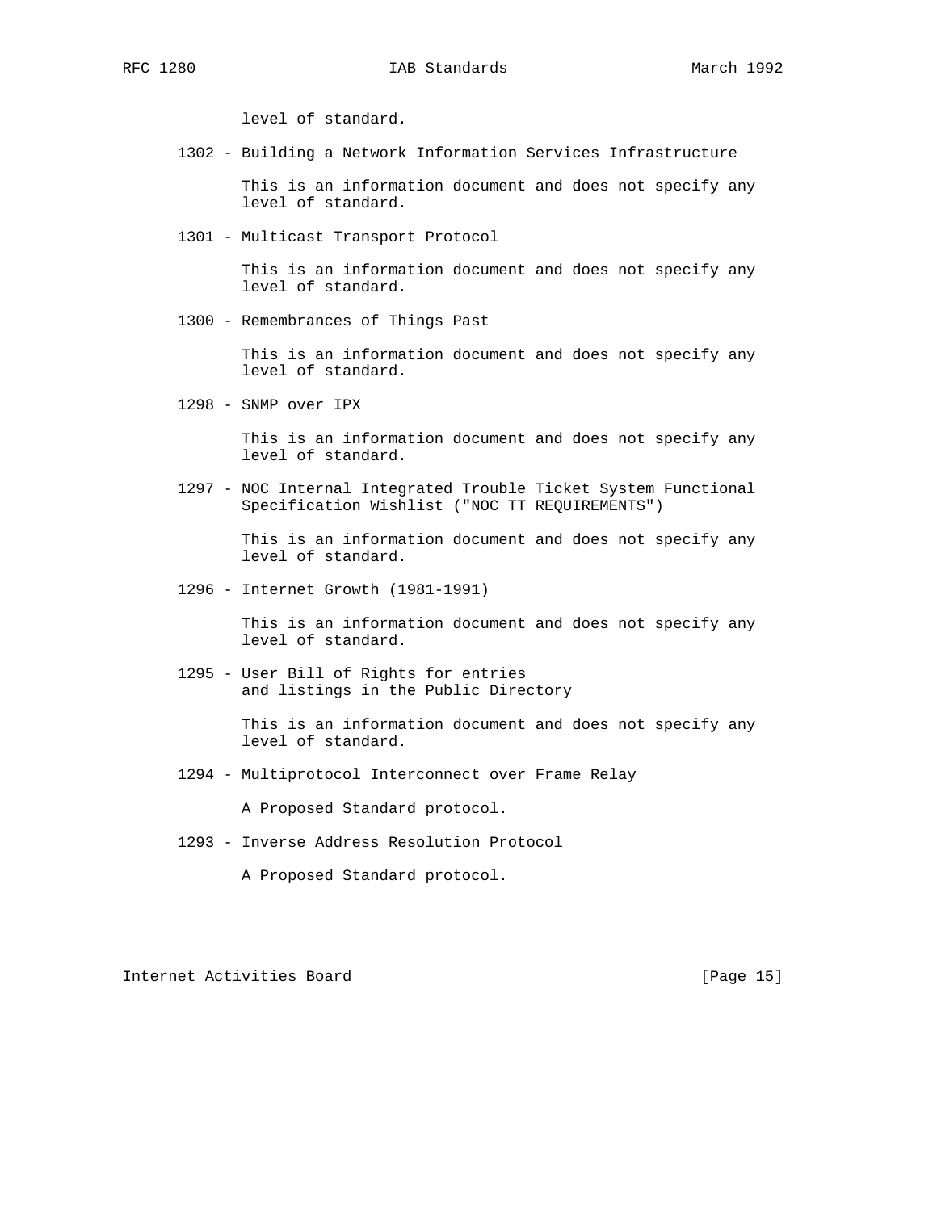level of standard.

1302 - Building a Network Information Services Infrastructure

This is an information document and does not specify any level of standard.

1301 - Multicast Transport Protocol

This is an information document and does not specify any level of standard.

1300 - Remembrances of Things Past

This is an information document and does not specify any level of standard.

1298 - SNMP over IPX

This is an information document and does not specify any level of standard.

1297 - NOC Internal Integrated Trouble Ticket System Functional Specification Wishlist ("NOC TT REQUIREMENTS")

This is an information document and does not specify any level of standard.

1296 - Internet Growth (1981-1991)

This is an information document and does not specify any level of standard.

1295 - User Bill of Rights for entries and listings in the Public Directory

This is an information document and does not specify any level of standard.

1294 - Multiprotocol Interconnect over Frame Relay

A Proposed Standard protocol.

1293 - Inverse Address Resolution Protocol

A Proposed Standard protocol.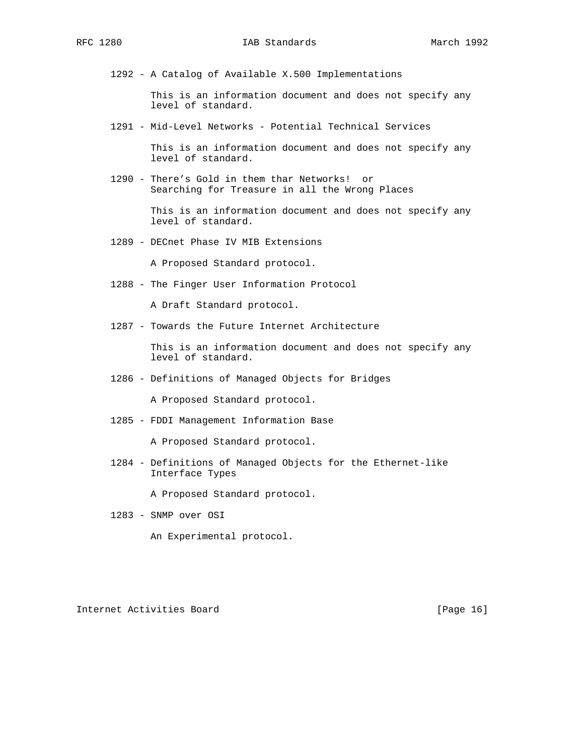1292 - A Catalog of Available X.500 Implementations

This is an information document and does not specify any level of standard.

1291 - Mid-Level Networks - Potential Technical Services

This is an information document and does not specify any level of standard.

1290 - There's Gold in them thar Networks! or Searching for Treasure in all the Wrong Places

This is an information document and does not specify any level of standard.

1289 - DECnet Phase IV MIB Extensions

A Proposed Standard protocol.

1288 - The Finger User Information Protocol

A Draft Standard protocol.

1287 - Towards the Future Internet Architecture

This is an information document and does not specify any level of standard.

1286 - Definitions of Managed Objects for Bridges

A Proposed Standard protocol.

1285 - FDDI Management Information Base

A Proposed Standard protocol.

1284 - Definitions of Managed Objects for the Ethernet-like Interface Types

A Proposed Standard protocol.

1283 - SNMP over OSI

An Experimental protocol.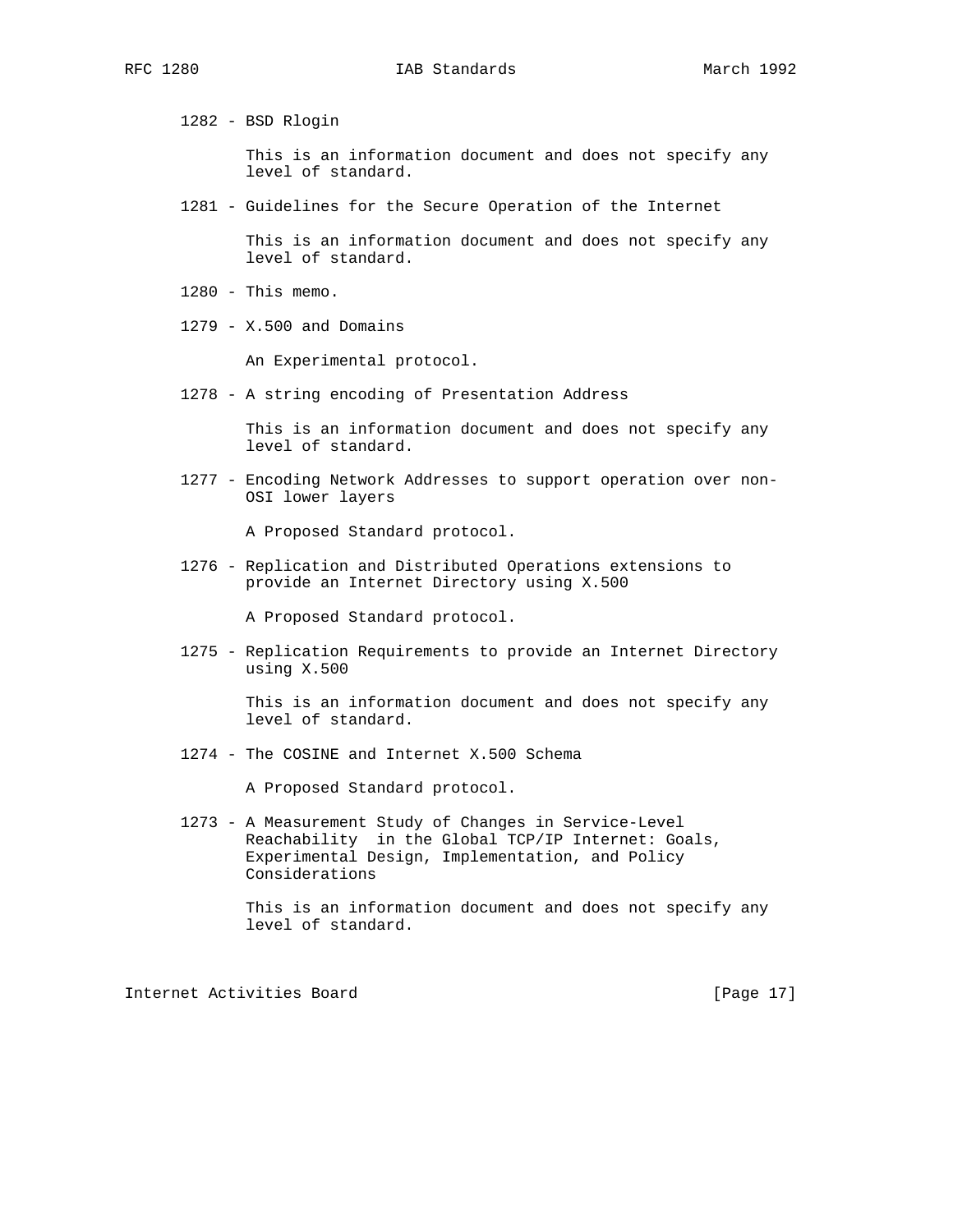1282 - BSD Rlogin

This is an information document and does not specify any level of standard.

1281 - Guidelines for the Secure Operation of the Internet

This is an information document and does not specify any level of standard.

1280 - This memo.

1279 - X.500 and Domains

An Experimental protocol.

1278 - A string encoding of Presentation Address

This is an information document and does not specify any level of standard.

1277 - Encoding Network Addresses to support operation over non-OSI lower layers

A Proposed Standard protocol.

1276 - Replication and Distributed Operations extensions to provide an Internet Directory using X.500

A Proposed Standard protocol.

1275 - Replication Requirements to provide an Internet Directory using X.500

This is an information document and does not specify any level of standard.

1274 - The COSINE and Internet X.500 Schema

A Proposed Standard protocol.

1273 - A Measurement Study of Changes in Service-Level Reachability in the Global TCP/IP Internet: Goals, Experimental Design, Implementation, and Policy Considerations

This is an information document and does not specify any level of standard.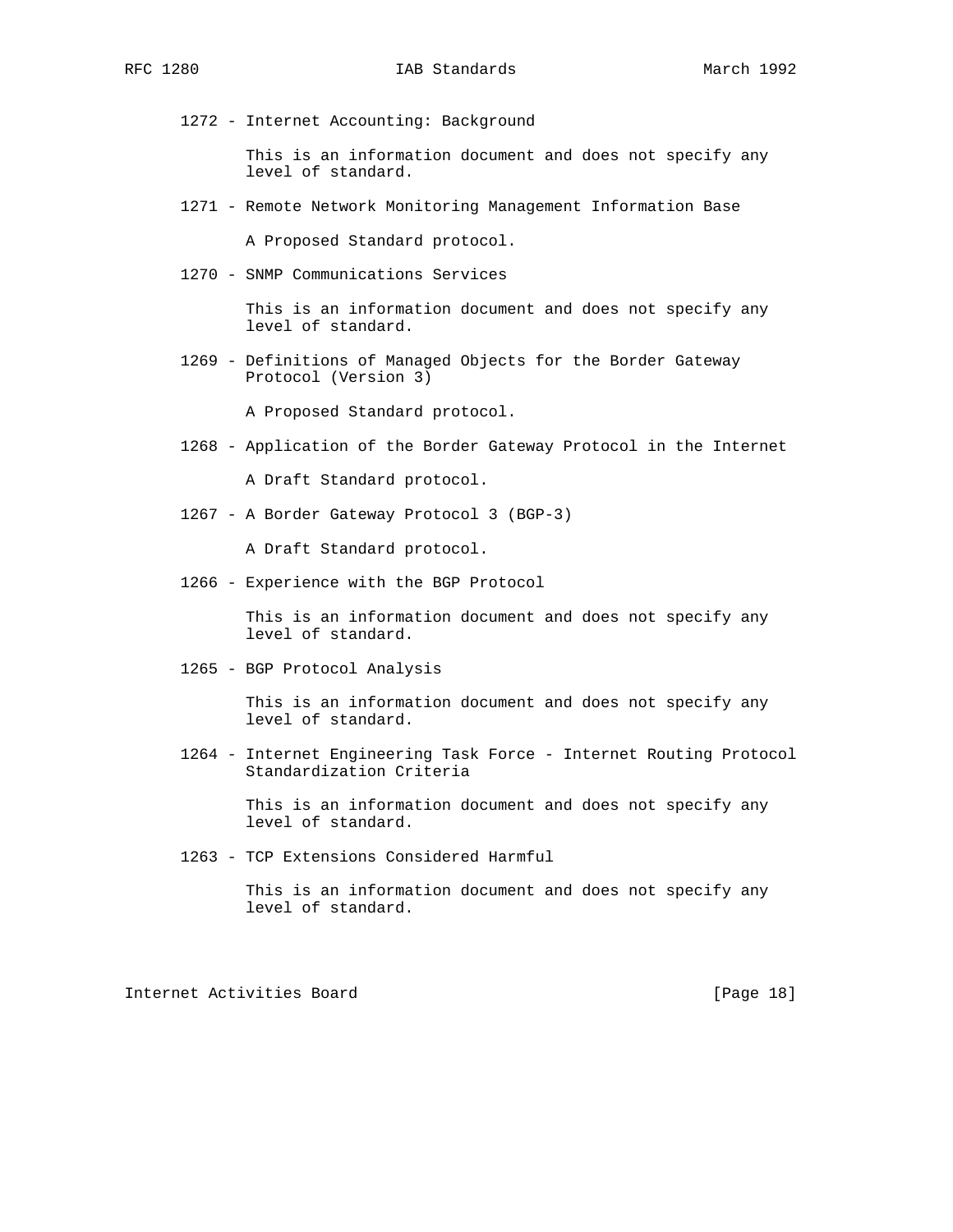1272 - Internet Accounting: Background

This is an information document and does not specify any level of standard.

1271 - Remote Network Monitoring Management Information Base

A Proposed Standard protocol.

1270 - SNMP Communications Services

This is an information document and does not specify any level of standard.

1269 - Definitions of Managed Objects for the Border Gateway Protocol (Version 3)

A Proposed Standard protocol.

1268 - Application of the Border Gateway Protocol in the Internet

A Draft Standard protocol.

1267 - A Border Gateway Protocol 3 (BGP-3)

A Draft Standard protocol.

1266 - Experience with the BGP Protocol

This is an information document and does not specify any level of standard.

1265 - BGP Protocol Analysis

This is an information document and does not specify any level of standard.

1264 - Internet Engineering Task Force - Internet Routing Protocol Standardization Criteria

This is an information document and does not specify any level of standard.

1263 - TCP Extensions Considered Harmful

This is an information document and does not specify any level of standard.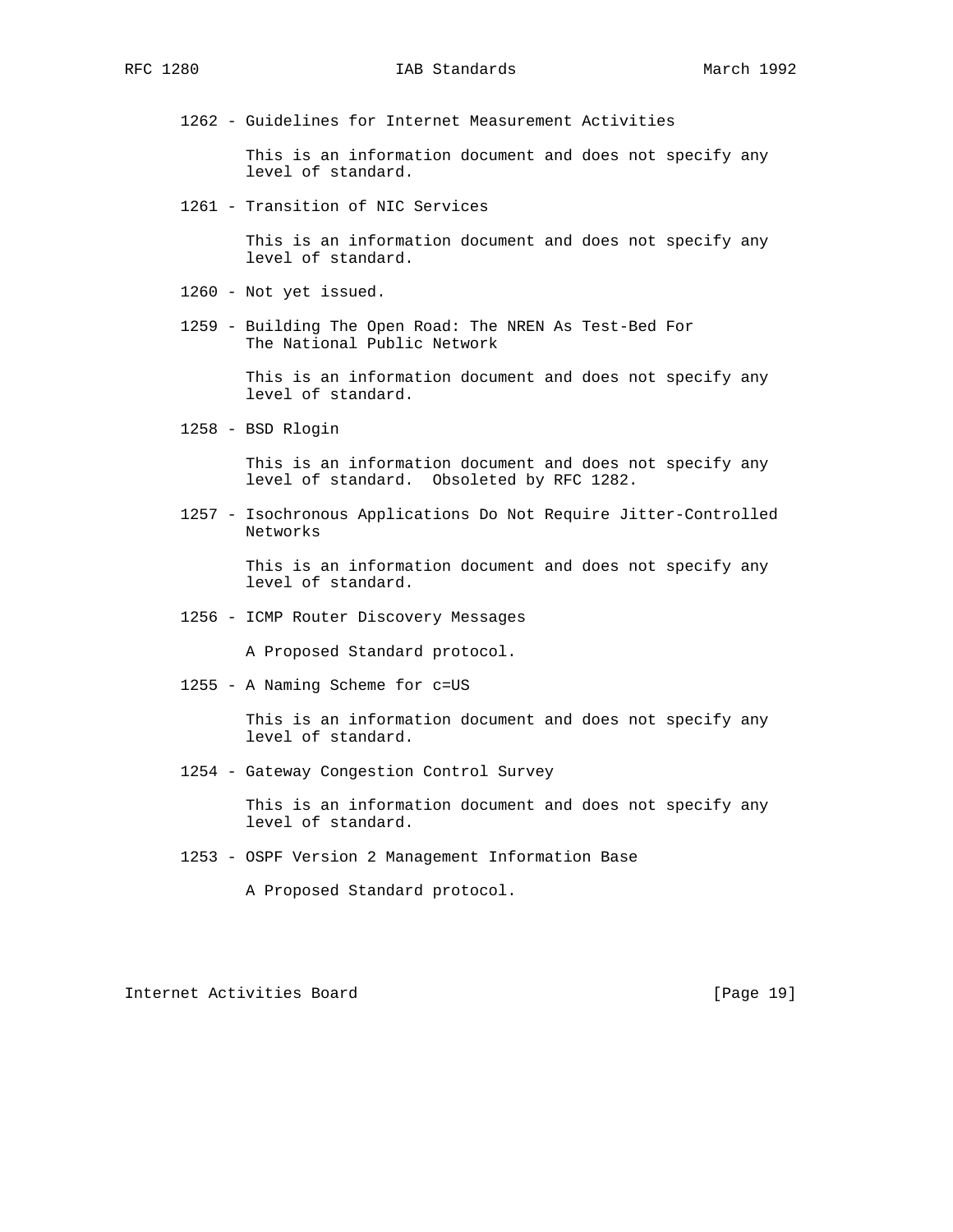1262 - Guidelines for Internet Measurement Activities

This is an information document and does not specify any level of standard.

1261 - Transition of NIC Services

This is an information document and does not specify any level of standard.

1260 - Not yet issued.

1259 - Building The Open Road: The NREN As Test-Bed For The National Public Network

This is an information document and does not specify any level of standard.

1258 - BSD Rlogin

This is an information document and does not specify any level of standard. Obsoleted by RFC 1282.

1257 - Isochronous Applications Do Not Require Jitter-Controlled Networks

This is an information document and does not specify any level of standard.

1256 - ICMP Router Discovery Messages

A Proposed Standard protocol.

1255 - A Naming Scheme for c=US

This is an information document and does not specify any level of standard.

1254 - Gateway Congestion Control Survey

This is an information document and does not specify any level of standard.

1253 - OSPF Version 2 Management Information Base

A Proposed Standard protocol.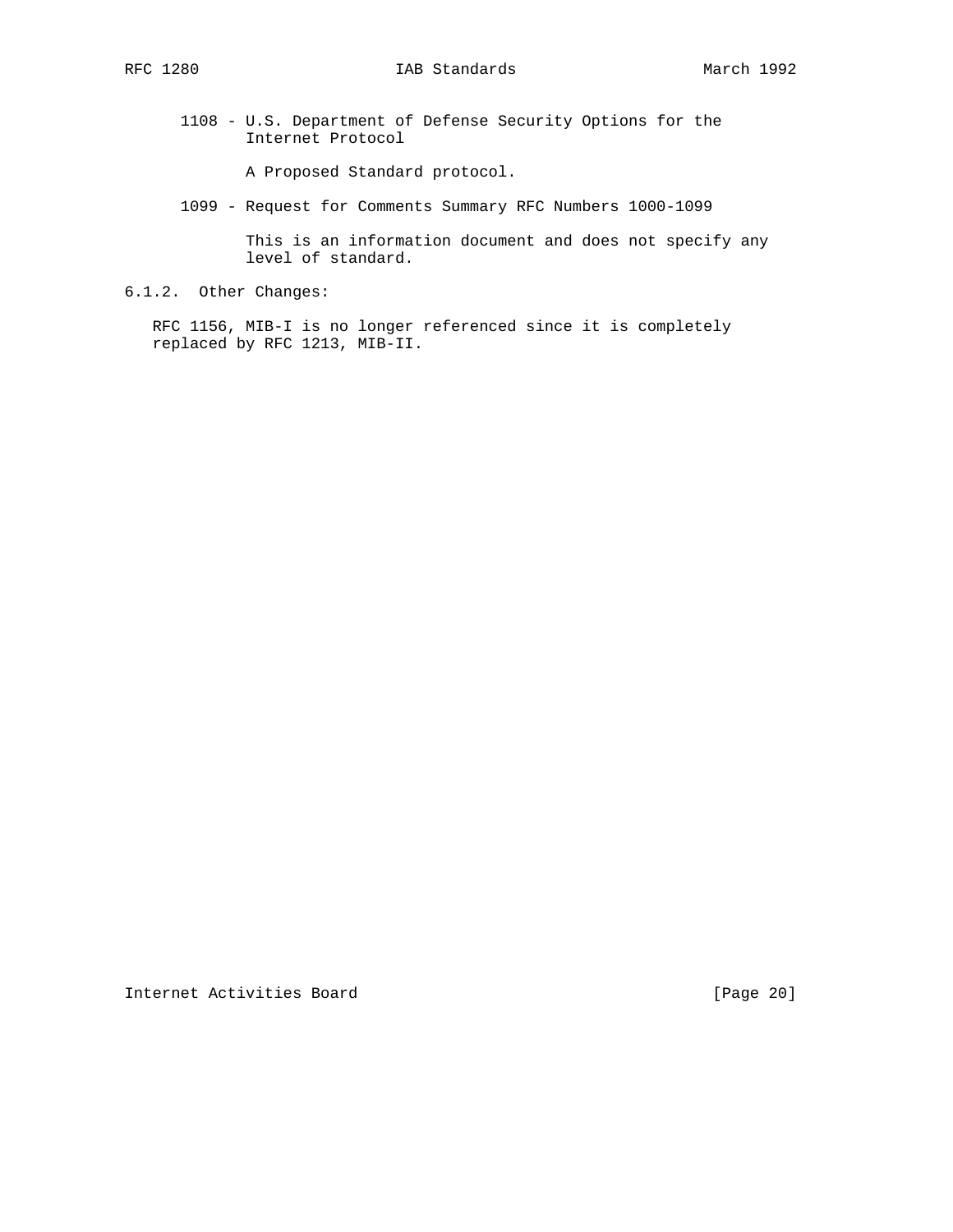1108 - U.S. Department of Defense Security Options for the Internet Protocol

A Proposed Standard protocol.

1099 - Request for Comments Summary RFC Numbers 1000-1099

This is an information document and does not specify any level of standard.

#### 6.1.2. Other Changes:

RFC 1156, MIB-I is no longer referenced since it is completely replaced by RFC 1213, MIB-II.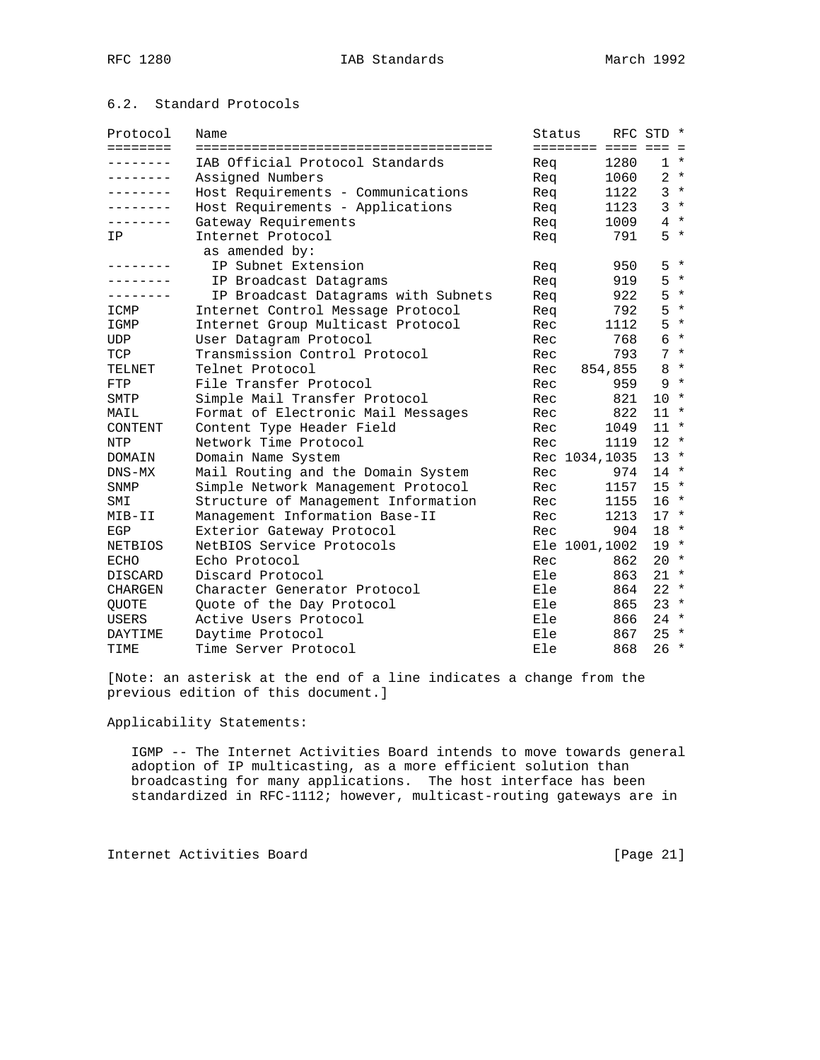### 6.2. Standard Protocols

| Protocol | Name | Status | RFC | STD | * |
|---|---|---|---|---|---|
| -------- | IAB Official Protocol Standards | Req | 1280 | 1 | * |
| -------- | Assigned Numbers | Req | 1060 | 2 | * |
| -------- | Host Requirements - Communications | Req | 1122 | 3 | * |
| -------- | Host Requirements - Applications | Req | 1123 | 3 | * |
| -------- | Gateway Requirements | Req | 1009 | 4 | * |
| IP | Internet Protocol | Req | 791 | 5 | * |
| | as amended by: | | | | |
| -------- | IP Subnet Extension | Req | 950 | 5 | * |
| -------- | IP Broadcast Datagrams | Req | 919 | 5 | * |
| -------- | IP Broadcast Datagrams with Subnets | Req | 922 | 5 | * |
| ICMP | Internet Control Message Protocol | Req | 792 | 5 | * |
| IGMP | Internet Group Multicast Protocol | Rec | 1112 | 5 | * |
| UDP | User Datagram Protocol | Rec | 768 | 6 | * |
| TCP | Transmission Control Protocol | Rec | 793 | 7 | * |
| TELNET | Telnet Protocol | Rec | 854,855 | 8 | * |
| FTP | File Transfer Protocol | Rec | 959 | 9 | * |
| SMTP | Simple Mail Transfer Protocol | Rec | 821 | 10 | * |
| MAIL | Format of Electronic Mail Messages | Rec | 822 | 11 | * |
| CONTENT | Content Type Header Field | Rec | 1049 | 11 | * |
| NTP | Network Time Protocol | Rec | 1119 | 12 | * |
| DOMAIN | Domain Name System | Rec | 1034,1035 | 13 | * |
| DNS-MX | Mail Routing and the Domain System | Rec | 974 | 14 | * |
| SNMP | Simple Network Management Protocol | Rec | 1157 | 15 | * |
| SMI | Structure of Management Information | Rec | 1155 | 16 | * |
| MIB-II | Management Information Base-II | Rec | 1213 | 17 | * |
| EGP | Exterior Gateway Protocol | Rec | 904 | 18 | * |
| NETBIOS | NetBIOS Service Protocols | Ele | 1001,1002 | 19 | * |
| ECHO | Echo Protocol | Rec | 862 | 20 | * |
| DISCARD | Discard Protocol | Ele | 863 | 21 | * |
| CHARGEN | Character Generator Protocol | Ele | 864 | 22 | * |
| QUOTE | Quote of the Day Protocol | Ele | 865 | 23 | * |
| USERS | Active Users Protocol | Ele | 866 | 24 | * |
| DAYTIME | Daytime Protocol | Ele | 867 | 25 | * |
| TIME | Time Server Protocol | Ele | 868 | 26 | * |

[Note: an asterisk at the end of a line indicates a change from the previous edition of this document.]

Applicability Statements:

IGMP -- The Internet Activities Board intends to move towards general adoption of IP multicasting, as a more efficient solution than broadcasting for many applications. The host interface has been standardized in RFC-1112; however, multicast-routing gateways are in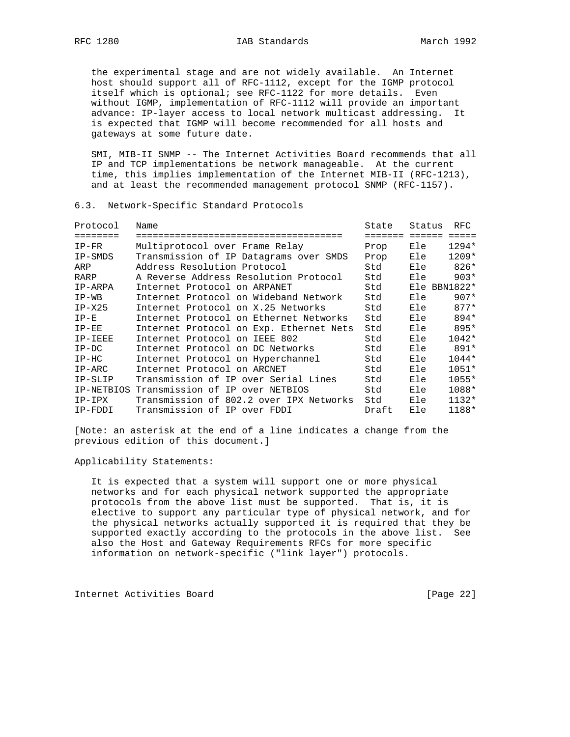the experimental stage and are not widely available. An Internet host should support all of RFC-1112, except for the IGMP protocol itself which is optional; see RFC-1122 for more details. Even without IGMP, implementation of RFC-1112 will provide an important advance: IP-layer access to local network multicast addressing. It is expected that IGMP will become recommended for all hosts and gateways at some future date.

SMI, MIB-II SNMP -- The Internet Activities Board recommends that all IP and TCP implementations be network manageable. At the current time, this implies implementation of the Internet MIB-II (RFC-1213), and at least the recommended management protocol SNMP (RFC-1157).

## 6.3. Network-Specific Standard Protocols

| Protocol | Name | State | Status | RFC |
|---|---|---|---|---|
| IP-FR | Multiprotocol over Frame Relay | Prop | Ele | 1294* |
| IP-SMDS | Transmission of IP Datagrams over SMDS | Prop | Ele | 1209* |
| ARP | Address Resolution Protocol | Std | Ele | 826* |
| RARP | A Reverse Address Resolution Protocol | Std | Ele | 903* |
| IP-ARPA | Internet Protocol on ARPANET | Std | Ele | BBN1822* |
| IP-WB | Internet Protocol on Wideband Network | Std | Ele | 907* |
| IP-X25 | Internet Protocol on X.25 Networks | Std | Ele | 877* |
| IP-E | Internet Protocol on Ethernet Networks | Std | Ele | 894* |
| IP-EE | Internet Protocol on Exp. Ethernet Nets | Std | Ele | 895* |
| IP-IEEE | Internet Protocol on IEEE 802 | Std | Ele | 1042* |
| IP-DC | Internet Protocol on DC Networks | Std | Ele | 891* |
| IP-HC | Internet Protocol on Hyperchannel | Std | Ele | 1044* |
| IP-ARC | Internet Protocol on ARCNET | Std | Ele | 1051* |
| IP-SLIP | Transmission of IP over Serial Lines | Std | Ele | 1055* |
| IP-NETBIOS | Transmission of IP over NETBIOS | Std | Ele | 1088* |
| IP-IPX | Transmission of 802.2 over IPX Networks | Std | Ele | 1132* |
| IP-FDDI | Transmission of IP over FDDI | Draft | Ele | 1188* |

[Note: an asterisk at the end of a line indicates a change from the previous edition of this document.]

Applicability Statements:

It is expected that a system will support one or more physical networks and for each physical network supported the appropriate protocols from the above list must be supported. That is, it is elective to support any particular type of physical network, and for the physical networks actually supported it is required that they be supported exactly according to the protocols in the above list. See also the Host and Gateway Requirements RFCs for more specific information on network-specific ("link layer") protocols.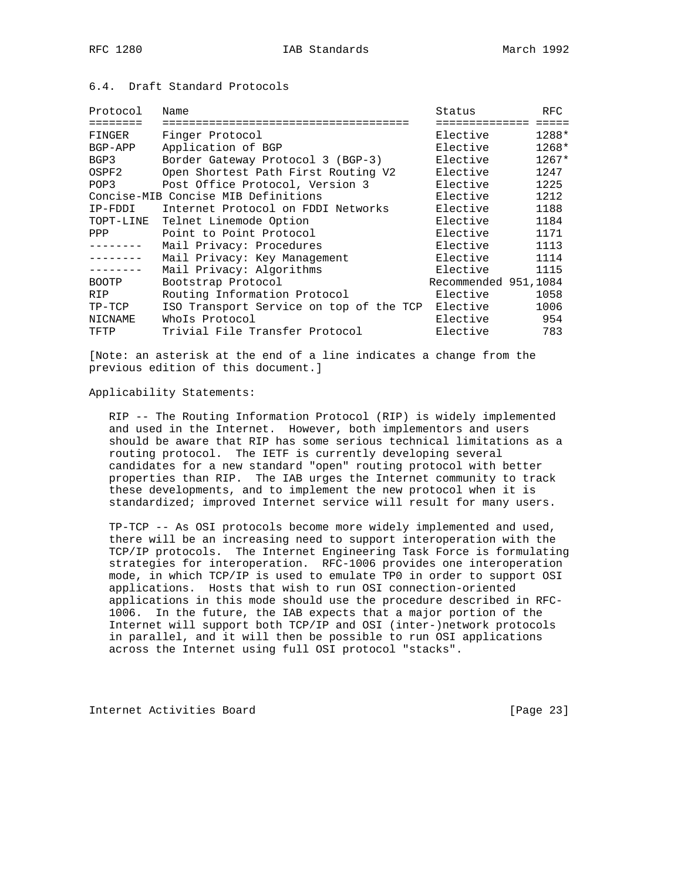## 6.4. Draft Standard Protocols

| Protocol | Name | Status | RFC |
|---|---|---|---|
| FINGER | Finger Protocol | Elective | 1288* |
| BGP-APP | Application of BGP | Elective | 1268* |
| BGP3 | Border Gateway Protocol 3 (BGP-3) | Elective | 1267* |
| OSPF2 | Open Shortest Path First Routing V2 | Elective | 1247 |
| POP3 | Post Office Protocol, Version 3 | Elective | 1225 |
| Concise-MIB | Concise MIB Definitions | Elective | 1212 |
| IP-FDDI | Internet Protocol on FDDI Networks | Elective | 1188 |
| TOPT-LINE | Telnet Linemode Option | Elective | 1184 |
| PPP | Point to Point Protocol | Elective | 1171 |
| -------- | Mail Privacy: Procedures | Elective | 1113 |
| -------- | Mail Privacy: Key Management | Elective | 1114 |
| -------- | Mail Privacy: Algorithms | Elective | 1115 |
| BOOTP | Bootstrap Protocol | Recommended | 951,1084 |
| RIP | Routing Information Protocol | Elective | 1058 |
| TP-TCP | ISO Transport Service on top of the TCP | Elective | 1006 |
| NICNAME | WhoIs Protocol | Elective | 954 |
| TFTP | Trivial File Transfer Protocol | Elective | 783 |

[Note: an asterisk at the end of a line indicates a change from the previous edition of this document.]

Applicability Statements:

RIP -- The Routing Information Protocol (RIP) is widely implemented and used in the Internet. However, both implementors and users should be aware that RIP has some serious technical limitations as a routing protocol. The IETF is currently developing several candidates for a new standard "open" routing protocol with better properties than RIP. The IAB urges the Internet community to track these developments, and to implement the new protocol when it is standardized; improved Internet service will result for many users.

TP-TCP -- As OSI protocols become more widely implemented and used, there will be an increasing need to support interoperation with the TCP/IP protocols. The Internet Engineering Task Force is formulating strategies for interoperation. RFC-1006 provides one interoperation mode, in which TCP/IP is used to emulate TP0 in order to support OSI applications. Hosts that wish to run OSI connection-oriented applications in this mode should use the procedure described in RFC-1006. In the future, the IAB expects that a major portion of the Internet will support both TCP/IP and OSI (inter-)network protocols in parallel, and it will then be possible to run OSI applications across the Internet using full OSI protocol "stacks".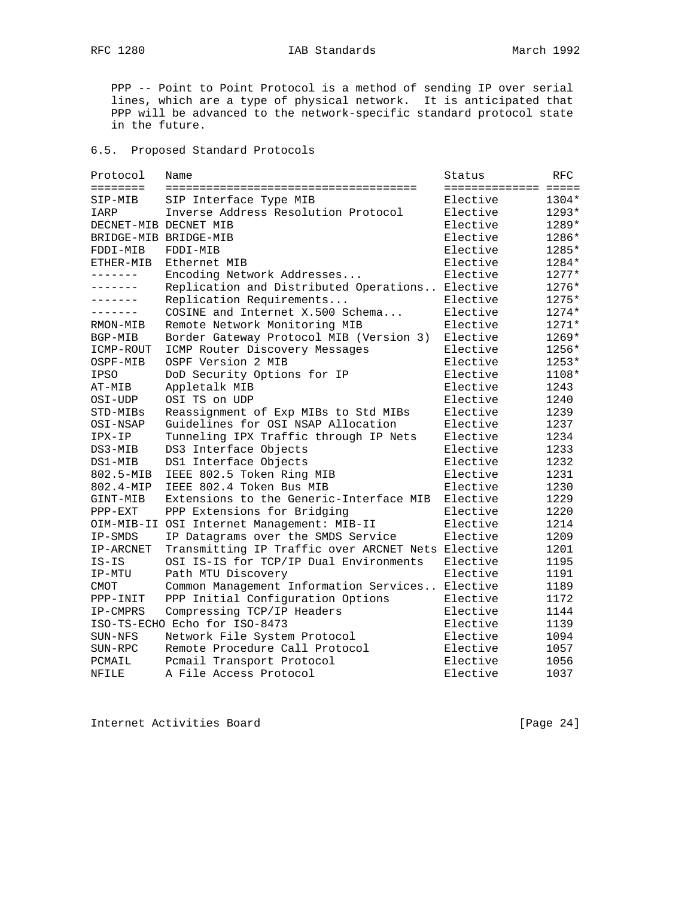PPP -- Point to Point Protocol is a method of sending IP over serial lines, which are a type of physical network. It is anticipated that PPP will be advanced to the network-specific standard protocol state in the future.

## 6.5. Proposed Standard Protocols

| Protocol | Name | Status | RFC |
|---|---|---|---|
| SIP-MIB | SIP Interface Type MIB | Elective | 1304* |
| IARP | Inverse Address Resolution Protocol | Elective | 1293* |
| DECNET-MIB | DECNET MIB | Elective | 1289* |
| BRIDGE-MIB | BRIDGE-MIB | Elective | 1286* |
| FDDI-MIB | FDDI-MIB | Elective | 1285* |
| ETHER-MIB | Ethernet MIB | Elective | 1284* |
| ------- | Encoding Network Addresses... | Elective | 1277* |
| ------- | Replication and Distributed Operations.. | Elective | 1276* |
| ------- | Replication Requirements... | Elective | 1275* |
| ------- | COSINE and Internet X.500 Schema... | Elective | 1274* |
| RMON-MIB | Remote Network Monitoring MIB | Elective | 1271* |
| BGP-MIB | Border Gateway Protocol MIB (Version 3) | Elective | 1269* |
| ICMP-ROUT | ICMP Router Discovery Messages | Elective | 1256* |
| OSPF-MIB | OSPF Version 2 MIB | Elective | 1253* |
| IPSO | DoD Security Options for IP | Elective | 1108* |
| AT-MIB | Appletalk MIB | Elective | 1243 |
| OSI-UDP | OSI TS on UDP | Elective | 1240 |
| STD-MIBs | Reassignment of Exp MIBs to Std MIBs | Elective | 1239 |
| OSI-NSAP | Guidelines for OSI NSAP Allocation | Elective | 1237 |
| IPX-IP | Tunneling IPX Traffic through IP Nets | Elective | 1234 |
| DS3-MIB | DS3 Interface Objects | Elective | 1233 |
| DS1-MIB | DS1 Interface Objects | Elective | 1232 |
| 802.5-MIB | IEEE 802.5 Token Ring MIB | Elective | 1231 |
| 802.4-MIP | IEEE 802.4 Token Bus MIB | Elective | 1230 |
| GINT-MIB | Extensions to the Generic-Interface MIB | Elective | 1229 |
| PPP-EXT | PPP Extensions for Bridging | Elective | 1220 |
| OIM-MIB-II | OSI Internet Management: MIB-II | Elective | 1214 |
| IP-SMDS | IP Datagrams over the SMDS Service | Elective | 1209 |
| IP-ARCNET | Transmitting IP Traffic over ARCNET Nets | Elective | 1201 |
| IS-IS | OSI IS-IS for TCP/IP Dual Environments | Elective | 1195 |
| IP-MTU | Path MTU Discovery | Elective | 1191 |
| CMOT | Common Management Information Services.. | Elective | 1189 |
| PPP-INIT | PPP Initial Configuration Options | Elective | 1172 |
| IP-CMPRS | Compressing TCP/IP Headers | Elective | 1144 |
| ISO-TS-ECHO | Echo for ISO-8473 | Elective | 1139 |
| SUN-NFS | Network File System Protocol | Elective | 1094 |
| SUN-RPC | Remote Procedure Call Protocol | Elective | 1057 |
| PCMAIL | Pcmail Transport Protocol | Elective | 1056 |
| NFILE | A File Access Protocol | Elective | 1037 |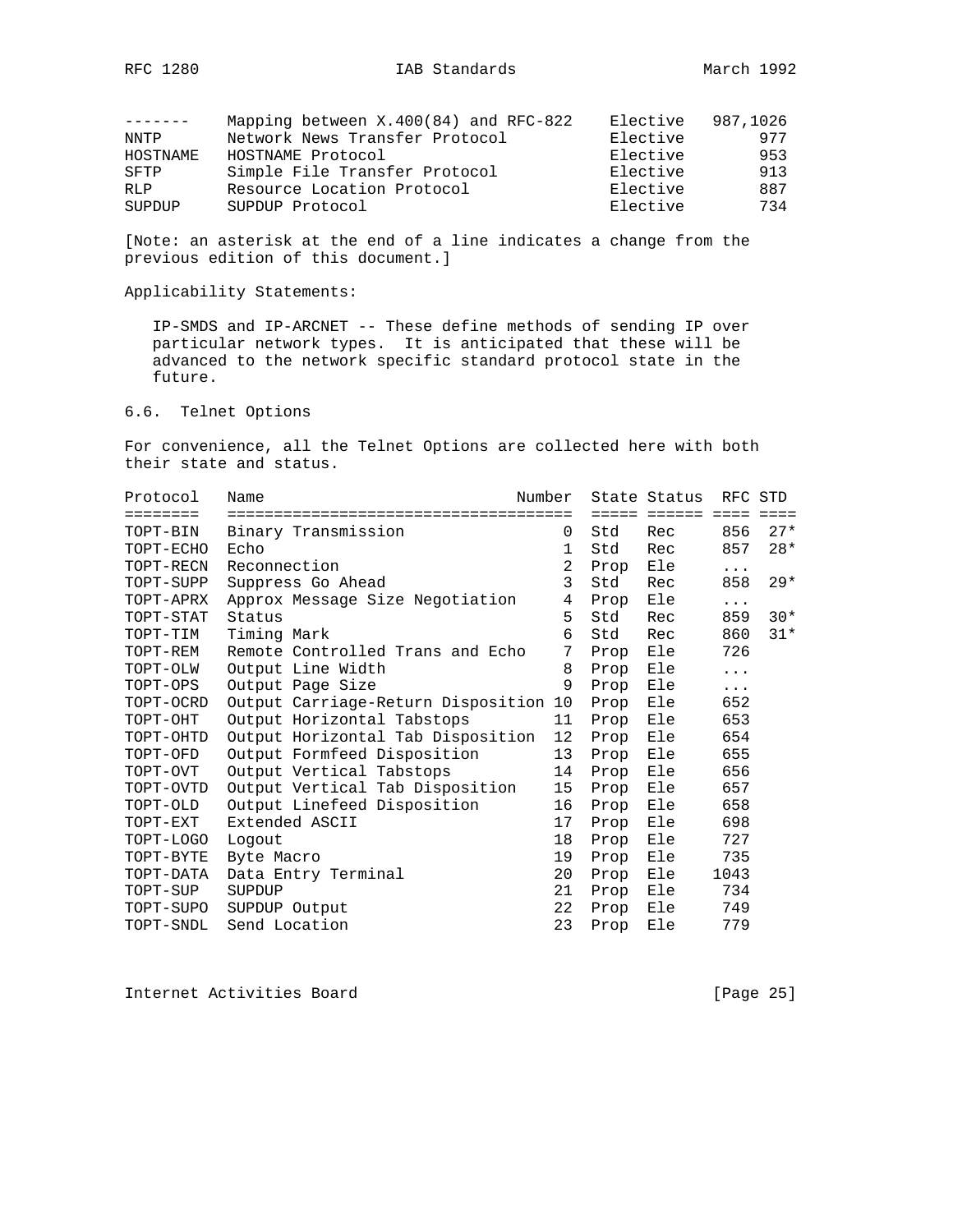| | | | |
|---|---|---|---|
| ------- | Mapping between X.400(84) and RFC-822 | Elective | 987,1026 |
| NNTP | Network News Transfer Protocol | Elective | 977 |
| HOSTNAME | HOSTNAME Protocol | Elective | 953 |
| SFTP | Simple File Transfer Protocol | Elective | 913 |
| RLP | Resource Location Protocol | Elective | 887 |
| SUPDUP | SUPDUP Protocol | Elective | 734 |

[Note: an asterisk at the end of a line indicates a change from the previous edition of this document.]

Applicability Statements:

IP-SMDS and IP-ARCNET -- These define methods of sending IP over particular network types. It is anticipated that these will be advanced to the network specific standard protocol state in the future.

## 6.6. Telnet Options

For convenience, all the Telnet Options are collected here with both their state and status.

| Protocol | Name | Number | State | Status | RFC | STD |
|---|---|---|---|---|---|---|
| TOPT-BIN | Binary Transmission | 0 | Std | Rec | 856 | 27* |
| TOPT-ECHO | Echo | 1 | Std | Rec | 857 | 28* |
| TOPT-RECN | Reconnection | 2 | Prop | Ele | ... | |
| TOPT-SUPP | Suppress Go Ahead | 3 | Std | Rec | 858 | 29* |
| TOPT-APRX | Approx Message Size Negotiation | 4 | Prop | Ele | ... | |
| TOPT-STAT | Status | 5 | Std | Rec | 859 | 30* |
| TOPT-TIM | Timing Mark | 6 | Std | Rec | 860 | 31* |
| TOPT-REM | Remote Controlled Trans and Echo | 7 | Prop | Ele | 726 | |
| TOPT-OLW | Output Line Width | 8 | Prop | Ele | ... | |
| TOPT-OPS | Output Page Size | 9 | Prop | Ele | ... | |
| TOPT-OCRD | Output Carriage-Return Disposition | 10 | Prop | Ele | 652 | |
| TOPT-OHT | Output Horizontal Tabstops | 11 | Prop | Ele | 653 | |
| TOPT-OHTD | Output Horizontal Tab Disposition | 12 | Prop | Ele | 654 | |
| TOPT-OFD | Output Formfeed Disposition | 13 | Prop | Ele | 655 | |
| TOPT-OVT | Output Vertical Tabstops | 14 | Prop | Ele | 656 | |
| TOPT-OVTD | Output Vertical Tab Disposition | 15 | Prop | Ele | 657 | |
| TOPT-OLD | Output Linefeed Disposition | 16 | Prop | Ele | 658 | |
| TOPT-EXT | Extended ASCII | 17 | Prop | Ele | 698 | |
| TOPT-LOGO | Logout | 18 | Prop | Ele | 727 | |
| TOPT-BYTE | Byte Macro | 19 | Prop | Ele | 735 | |
| TOPT-DATA | Data Entry Terminal | 20 | Prop | Ele | 1043 | |
| TOPT-SUP | SUPDUP | 21 | Prop | Ele | 734 | |
| TOPT-SUPO | SUPDUP Output | 22 | Prop | Ele | 749 | |
| TOPT-SNDL | Send Location | 23 | Prop | Ele | 779 | |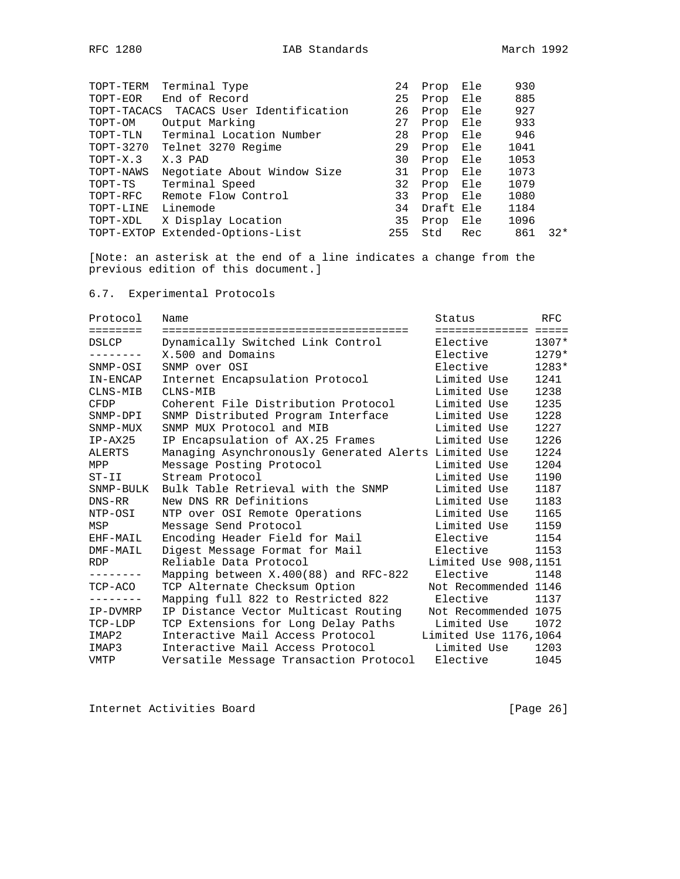| | | | | | | |
|---|---|---|---|---|---|---|
| TOPT-TERM | Terminal Type | 24 | Prop | Ele | 930 | |
| TOPT-EOR | End of Record | 25 | Prop | Ele | 885 | |
| TOPT-TACACS | TACACS User Identification | 26 | Prop | Ele | 927 | |
| TOPT-OM | Output Marking | 27 | Prop | Ele | 933 | |
| TOPT-TLN | Terminal Location Number | 28 | Prop | Ele | 946 | |
| TOPT-3270 | Telnet 3270 Regime | 29 | Prop | Ele | 1041 | |
| TOPT-X.3 | X.3 PAD | 30 | Prop | Ele | 1053 | |
| TOPT-NAWS | Negotiate About Window Size | 31 | Prop | Ele | 1073 | |
| TOPT-TS | Terminal Speed | 32 | Prop | Ele | 1079 | |
| TOPT-RFC | Remote Flow Control | 33 | Prop | Ele | 1080 | |
| TOPT-LINE | Linemode | 34 | Draft | Ele | 1184 | |
| TOPT-XDL | X Display Location | 35 | Prop | Ele | 1096 | |
| TOPT-EXTOP | Extended-Options-List | 255 | Std | Rec | 861 | 32* |

[Note: an asterisk at the end of a line indicates a change from the previous edition of this document.]

## 6.7. Experimental Protocols

| Protocol | Name | Status | RFC |
|---|---|---|---|
| DSLCP | Dynamically Switched Link Control | Elective | 1307* |
| -------- | X.500 and Domains | Elective | 1279* |
| SNMP-OSI | SNMP over OSI | Elective | 1283* |
| IN-ENCAP | Internet Encapsulation Protocol | Limited Use | 1241 |
| CLNS-MIB | CLNS-MIB | Limited Use | 1238 |
| CFDP | Coherent File Distribution Protocol | Limited Use | 1235 |
| SNMP-DPI | SNMP Distributed Program Interface | Limited Use | 1228 |
| SNMP-MUX | SNMP MUX Protocol and MIB | Limited Use | 1227 |
| IP-AX25 | IP Encapsulation of AX.25 Frames | Limited Use | 1226 |
| ALERTS | Managing Asynchronously Generated Alerts | Limited Use | 1224 |
| MPP | Message Posting Protocol | Limited Use | 1204 |
| ST-II | Stream Protocol | Limited Use | 1190 |
| SNMP-BULK | Bulk Table Retrieval with the SNMP | Limited Use | 1187 |
| DNS-RR | New DNS RR Definitions | Limited Use | 1183 |
| NTP-OSI | NTP over OSI Remote Operations | Limited Use | 1165 |
| MSP | Message Send Protocol | Limited Use | 1159 |
| EHF-MAIL | Encoding Header Field for Mail | Elective | 1154 |
| DMF-MAIL | Digest Message Format for Mail | Elective | 1153 |
| RDP | Reliable Data Protocol | Limited Use | 908,1151 |
| -------- | Mapping between X.400(88) and RFC-822 | Elective | 1148 |
| TCP-ACO | TCP Alternate Checksum Option | Not Recommended | 1146 |
| -------- | Mapping full 822 to Restricted 822 | Elective | 1137 |
| IP-DVMRP | IP Distance Vector Multicast Routing | Not Recommended | 1075 |
| TCP-LDP | TCP Extensions for Long Delay Paths | Limited Use | 1072 |
| IMAP2 | Interactive Mail Access Protocol | Limited Use | 1176,1064 |
| IMAP3 | Interactive Mail Access Protocol | Limited Use | 1203 |
| VMTP | Versatile Message Transaction Protocol | Elective | 1045 |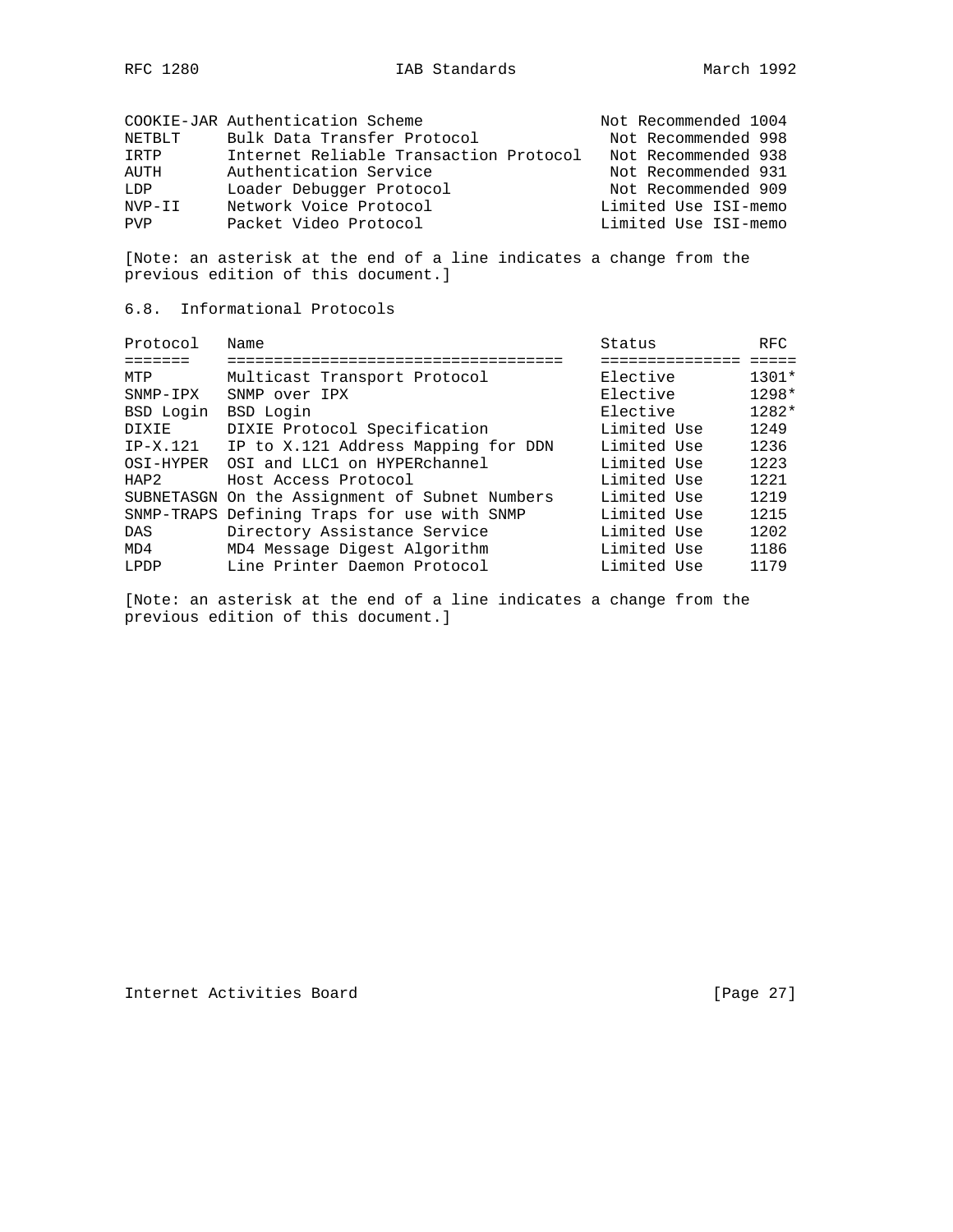| | | | |
|---|---|---|---|
| COOKIE-JAR | Authentication Scheme | Not Recommended | 1004 |
| NETBLT | Bulk Data Transfer Protocol | Not Recommended | 998 |
| IRTP | Internet Reliable Transaction Protocol | Not Recommended | 938 |
| AUTH | Authentication Service | Not Recommended | 931 |
| LDP | Loader Debugger Protocol | Not Recommended | 909 |
| NVP-II | Network Voice Protocol | Limited Use | ISI-memo |
| PVP | Packet Video Protocol | Limited Use | ISI-memo |

[Note: an asterisk at the end of a line indicates a change from the previous edition of this document.]

## 6.8. Informational Protocols

| Protocol | Name | Status | RFC |
|---|---|---|---|
| MTP | Multicast Transport Protocol | Elective | 1301* |
| SNMP-IPX | SNMP over IPX | Elective | 1298* |
| BSD Login | BSD Login | Elective | 1282* |
| DIXIE | DIXIE Protocol Specification | Limited Use | 1249 |
| IP-X.121 | IP to X.121 Address Mapping for DDN | Limited Use | 1236 |
| OSI-HYPER | OSI and LLC1 on HYPERchannel | Limited Use | 1223 |
| HAP2 | Host Access Protocol | Limited Use | 1221 |
| SUBNETASGN | On the Assignment of Subnet Numbers | Limited Use | 1219 |
| SNMP-TRAPS | Defining Traps for use with SNMP | Limited Use | 1215 |
| DAS | Directory Assistance Service | Limited Use | 1202 |
| MD4 | MD4 Message Digest Algorithm | Limited Use | 1186 |
| LPDP | Line Printer Daemon Protocol | Limited Use | 1179 |

[Note: an asterisk at the end of a line indicates a change from the previous edition of this document.]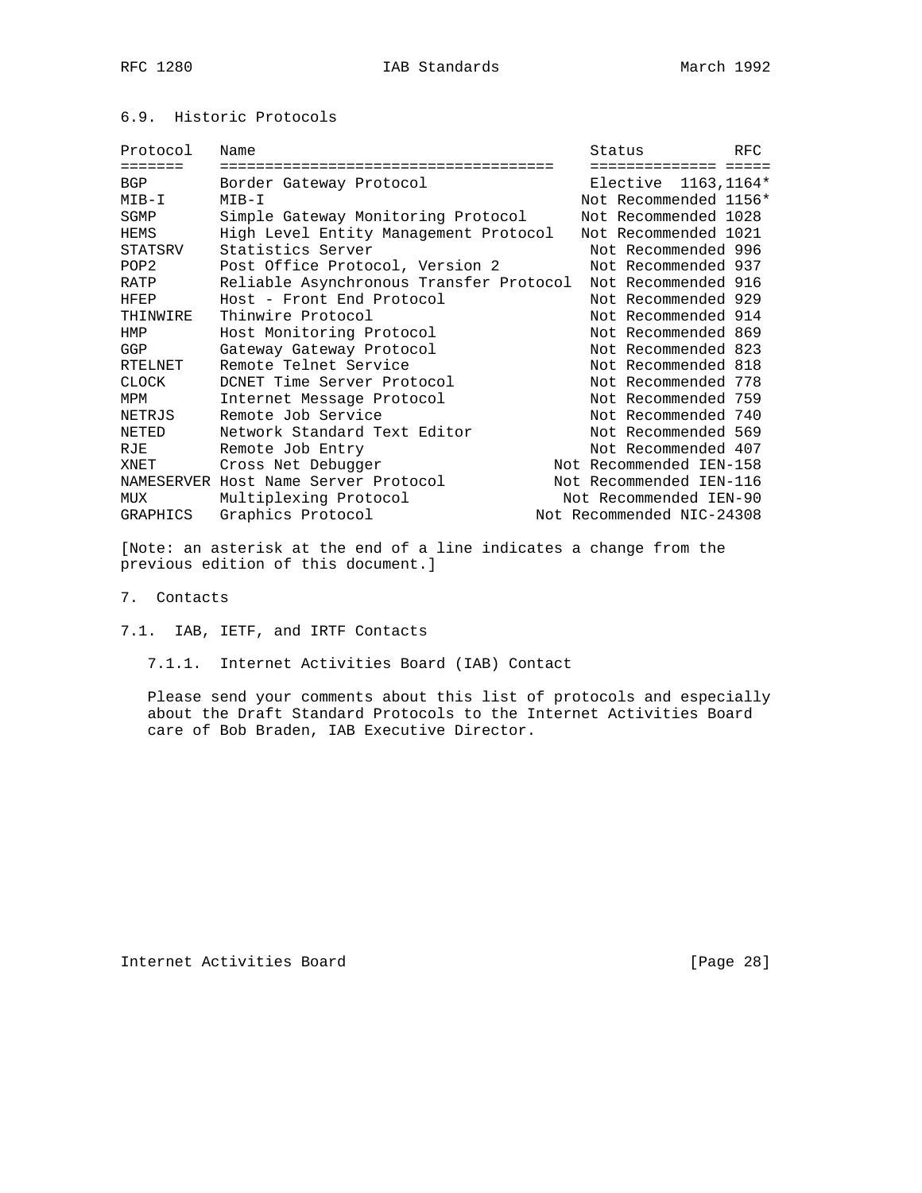### 6.9. Historic Protocols

| Protocol | Name | Status | RFC |
|---|---|---|---|
| BGP | Border Gateway Protocol | Elective | 1163,1164* |
| MIB-I | MIB-I | Not Recommended | 1156* |
| SGMP | Simple Gateway Monitoring Protocol | Not Recommended | 1028 |
| HEMS | High Level Entity Management Protocol | Not Recommended | 1021 |
| STATSRV | Statistics Server | Not Recommended | 996 |
| POP2 | Post Office Protocol, Version 2 | Not Recommended | 937 |
| RATP | Reliable Asynchronous Transfer Protocol | Not Recommended | 916 |
| HFEP | Host - Front End Protocol | Not Recommended | 929 |
| THINWIRE | Thinwire Protocol | Not Recommended | 914 |
| HMP | Host Monitoring Protocol | Not Recommended | 869 |
| GGP | Gateway Gateway Protocol | Not Recommended | 823 |
| RTELNET | Remote Telnet Service | Not Recommended | 818 |
| CLOCK | DCNET Time Server Protocol | Not Recommended | 778 |
| MPM | Internet Message Protocol | Not Recommended | 759 |
| NETRJS | Remote Job Service | Not Recommended | 740 |
| NETED | Network Standard Text Editor | Not Recommended | 569 |
| RJE | Remote Job Entry | Not Recommended | 407 |
| XNET | Cross Net Debugger | Not Recommended | IEN-158 |
| NAMESERVER | Host Name Server Protocol | Not Recommended | IEN-116 |
| MUX | Multiplexing Protocol | Not Recommended | IEN-90 |
| GRAPHICS | Graphics Protocol | Not Recommended | NIC-24308 |

[Note: an asterisk at the end of a line indicates a change from the previous edition of this document.]

# 7. Contacts

## 7.1. IAB, IETF, and IRTF Contacts

### 7.1.1. Internet Activities Board (IAB) Contact

Please send your comments about this list of protocols and especially about the Draft Standard Protocols to the Internet Activities Board care of Bob Braden, IAB Executive Director.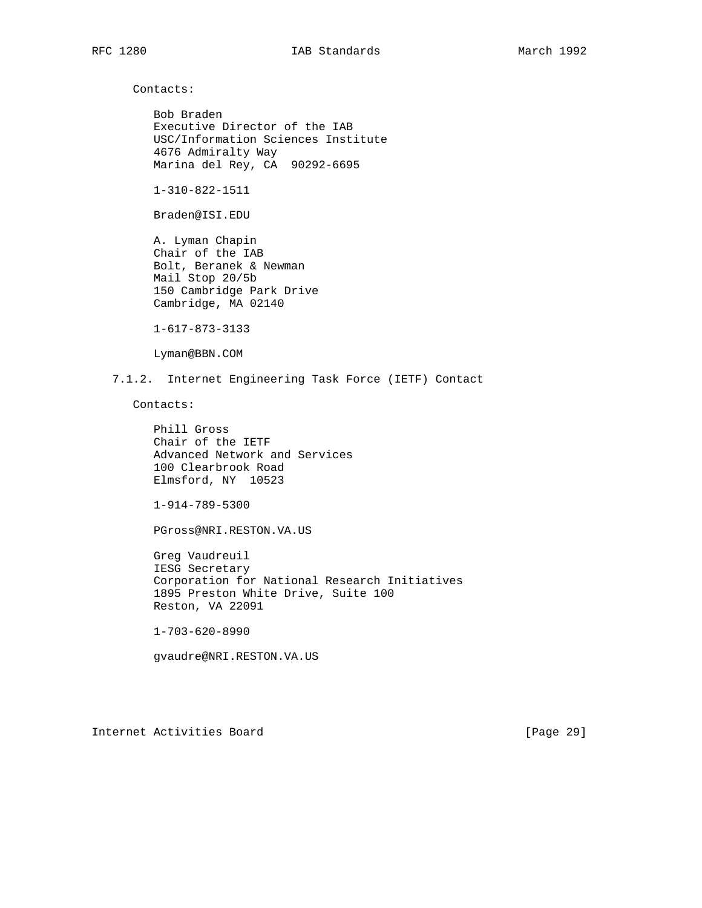Contacts:

Bob Braden
Executive Director of the IAB
USC/Information Sciences Institute
4676 Admiralty Way
Marina del Rey, CA  90292-6695

1-310-822-1511

Braden@ISI.EDU

A. Lyman Chapin
Chair of the IAB
Bolt, Beranek & Newman
Mail Stop 20/5b
150 Cambridge Park Drive
Cambridge, MA 02140

1-617-873-3133

Lyman@BBN.COM

### 7.1.2. Internet Engineering Task Force (IETF) Contact

Contacts:

Phill Gross
Chair of the IETF
Advanced Network and Services
100 Clearbrook Road
Elmsford, NY  10523

1-914-789-5300

PGross@NRI.RESTON.VA.US

Greg Vaudreuil
IESG Secretary
Corporation for National Research Initiatives
1895 Preston White Drive, Suite 100
Reston, VA 22091

1-703-620-8990

gvaudre@NRI.RESTON.VA.US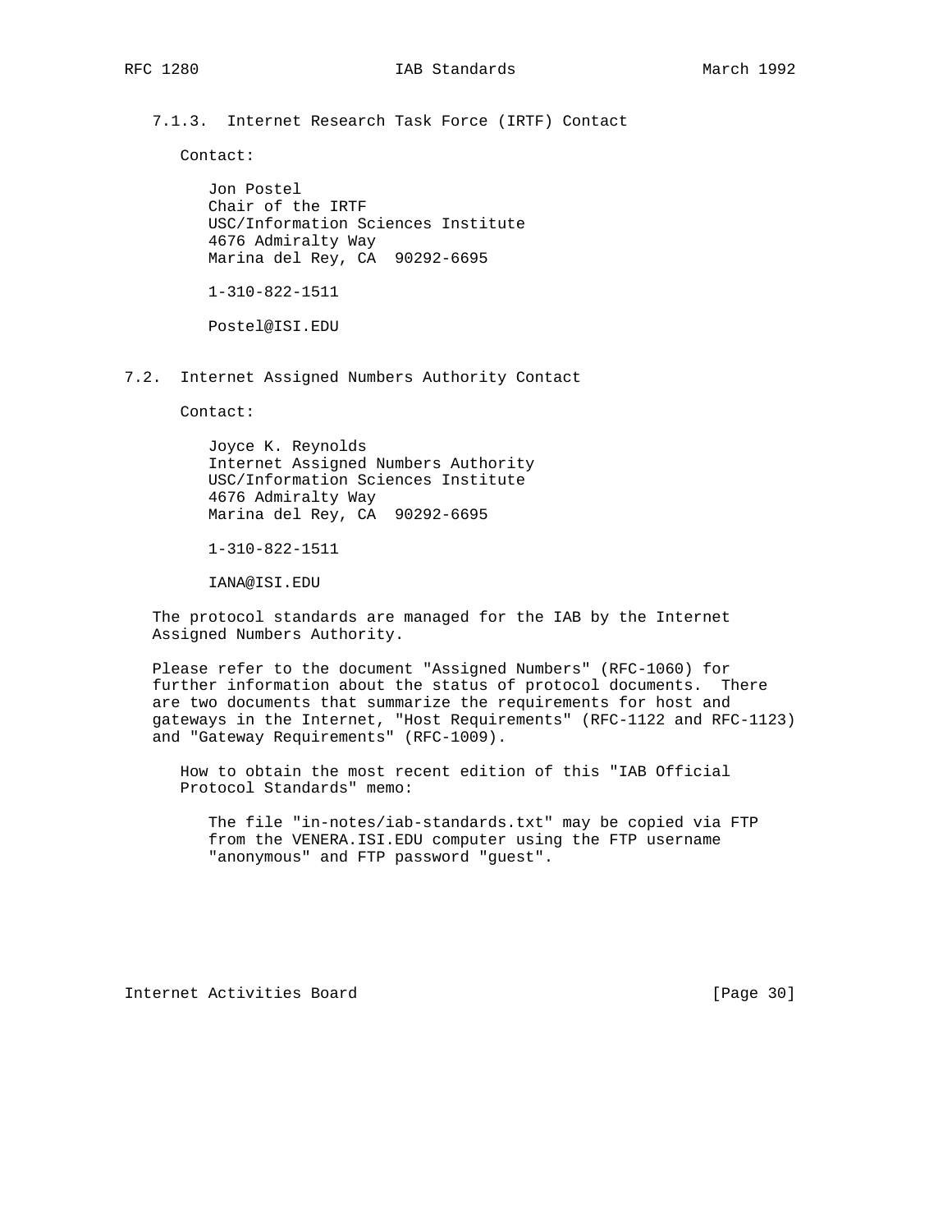### 7.1.3. Internet Research Task Force (IRTF) Contact

Contact:

Jon Postel
Chair of the IRTF
USC/Information Sciences Institute
4676 Admiralty Way
Marina del Rey, CA 90292-6695

1-310-822-1511

Postel@ISI.EDU

## 7.2. Internet Assigned Numbers Authority Contact

Contact:

Joyce K. Reynolds
Internet Assigned Numbers Authority
USC/Information Sciences Institute
4676 Admiralty Way
Marina del Rey, CA 90292-6695

1-310-822-1511

IANA@ISI.EDU

The protocol standards are managed for the IAB by the Internet Assigned Numbers Authority.

Please refer to the document "Assigned Numbers" (RFC-1060) for further information about the status of protocol documents. There are two documents that summarize the requirements for host and gateways in the Internet, "Host Requirements" (RFC-1122 and RFC-1123) and "Gateway Requirements" (RFC-1009).

How to obtain the most recent edition of this "IAB Official Protocol Standards" memo:

The file "in-notes/iab-standards.txt" may be copied via FTP from the VENERA.ISI.EDU computer using the FTP username "anonymous" and FTP password "guest".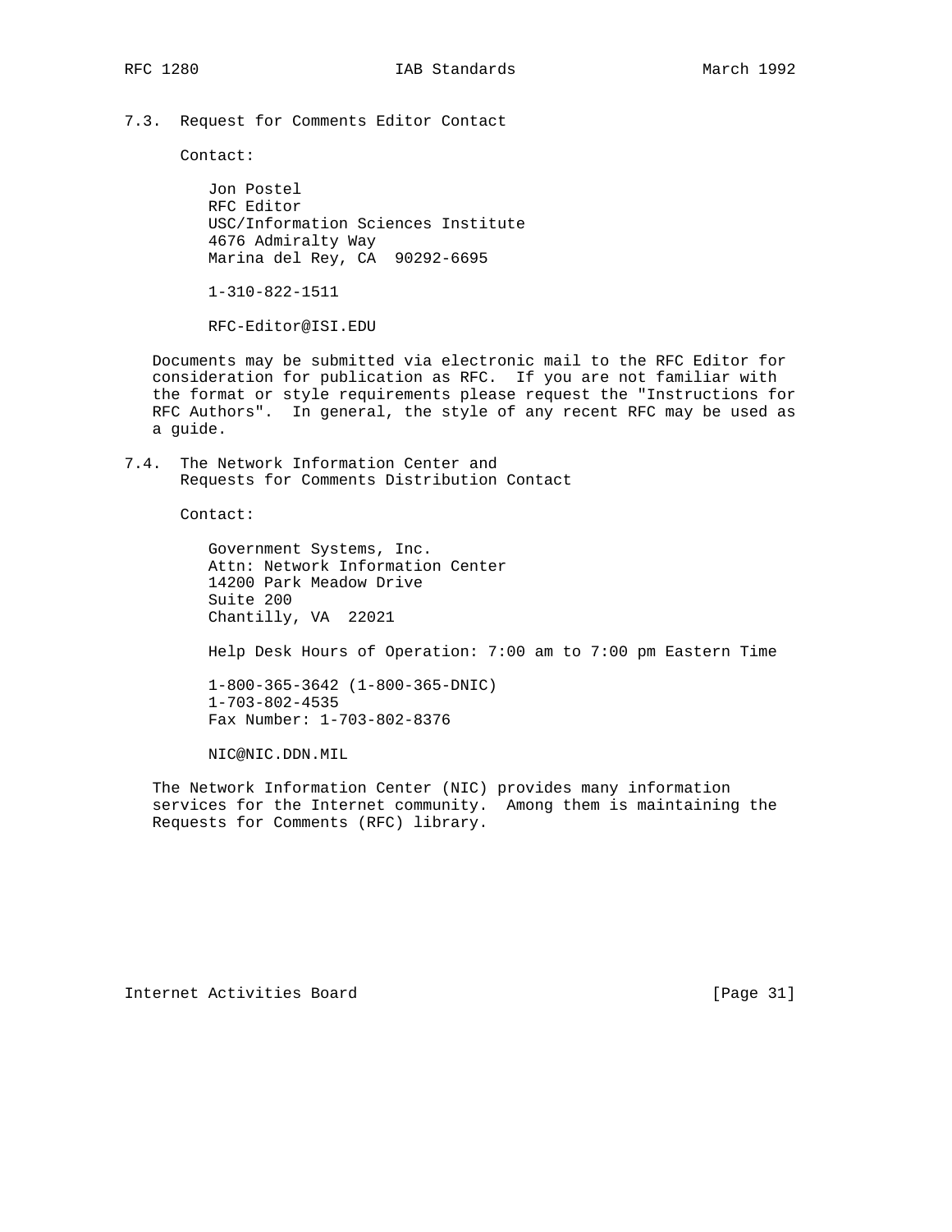### 7.3. Request for Comments Editor Contact

Contact:

Jon Postel  
RFC Editor  
USC/Information Sciences Institute  
4676 Admiralty Way  
Marina del Rey, CA  90292-6695

1-310-822-1511

RFC-Editor@ISI.EDU

Documents may be submitted via electronic mail to the RFC Editor for consideration for publication as RFC. If you are not familiar with the format or style requirements please request the "Instructions for RFC Authors". In general, the style of any recent RFC may be used as a guide.

### 7.4. The Network Information Center and Requests for Comments Distribution Contact

Contact:

Government Systems, Inc.  
Attn: Network Information Center  
14200 Park Meadow Drive  
Suite 200  
Chantilly, VA  22021

Help Desk Hours of Operation: 7:00 am to 7:00 pm Eastern Time

1-800-365-3642 (1-800-365-DNIC)  
1-703-802-4535  
Fax Number: 1-703-802-8376

NIC@NIC.DDN.MIL

The Network Information Center (NIC) provides many information services for the Internet community. Among them is maintaining the Requests for Comments (RFC) library.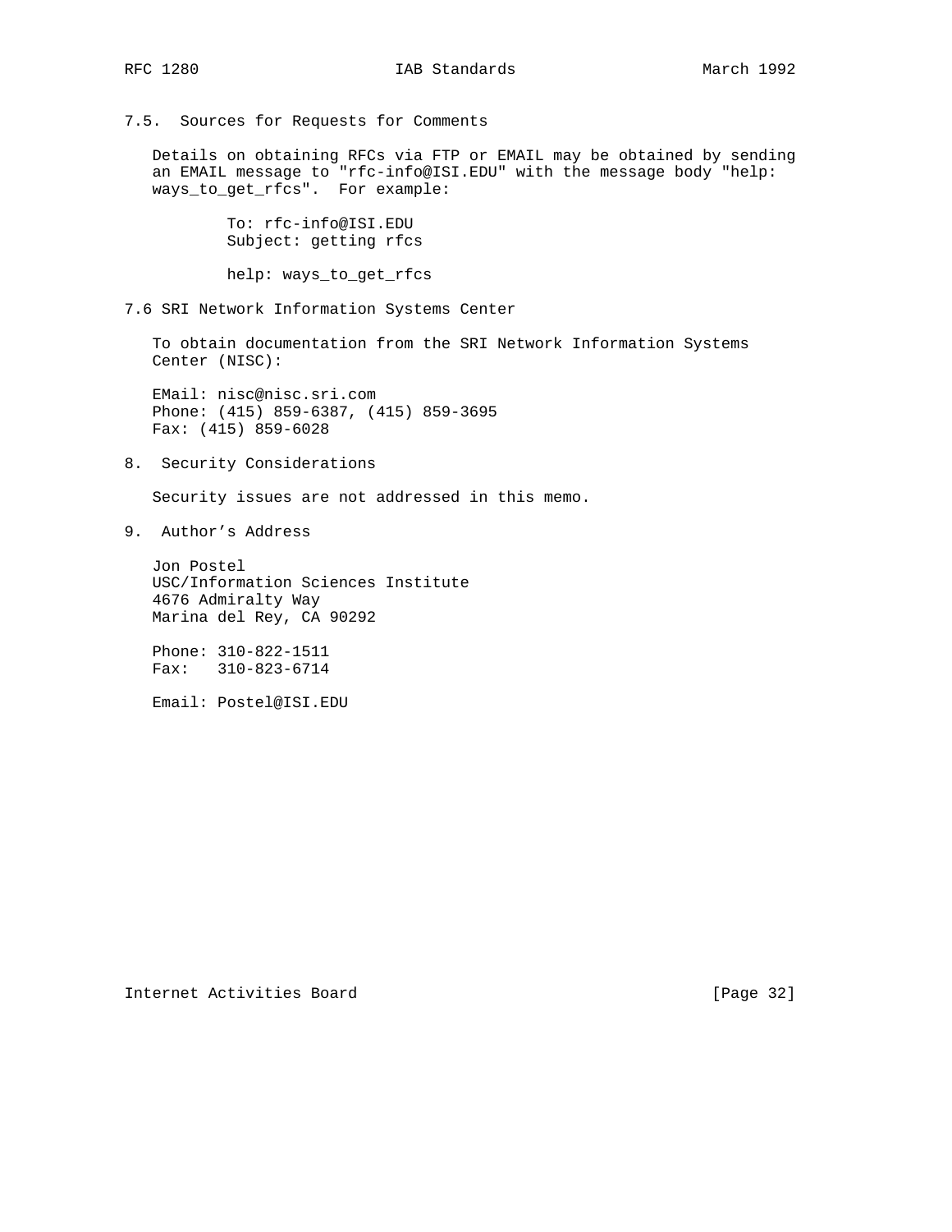### 7.5. Sources for Requests for Comments

Details on obtaining RFCs via FTP or EMAIL may be obtained by sending an EMAIL message to "rfc-info@ISI.EDU" with the message body "help: ways_to_get_rfcs". For example:

```
To: rfc-info@ISI.EDU
Subject: getting rfcs

help: ways_to_get_rfcs
```

### 7.6 SRI Network Information Systems Center

To obtain documentation from the SRI Network Information Systems Center (NISC):

EMail: nisc@nisc.sri.com
Phone: (415) 859-6387, (415) 859-3695
Fax: (415) 859-6028

## 8. Security Considerations

Security issues are not addressed in this memo.

## 9. Author’s Address

Jon Postel
USC/Information Sciences Institute
4676 Admiralty Way
Marina del Rey, CA 90292

Phone: 310-822-1511
Fax: 310-823-6714

Email: Postel@ISI.EDU